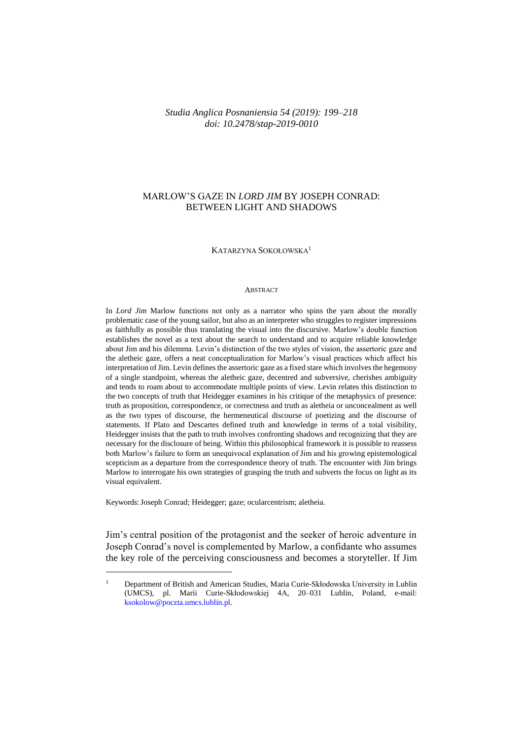*Studia Anglica Posnaniensia 54 (2019): 199–218*
*doi: 10.2478/stap-2019-0010*

# MARLOW'S GAZE IN *LORD JIM* BY JOSEPH CONRAD: BETWEEN LIGHT AND SHADOWS

KATARZYNA SOKOŁOWSKA[1]

## ABSTRACT

In *Lord Jim* Marlow functions not only as a narrator who spins the yarn about the morally problematic case of the young sailor, but also as an interpreter who struggles to register impressions as faithfully as possible thus translating the visual into the discursive. Marlow's double function establishes the novel as a text about the search to understand and to acquire reliable knowledge about Jim and his dilemma. Levin's distinction of the two styles of vision, the assertoric gaze and the aletheic gaze, offers a neat conceptualization for Marlow's visual practices which affect his interpretation of Jim. Levin defines the assertoric gaze as a fixed stare which involves the hegemony of a single standpoint, whereas the aletheic gaze, decentred and subversive, cherishes ambiguity and tends to roam about to accommodate multiple points of view. Levin relates this distinction to the two concepts of truth that Heidegger examines in his critique of the metaphysics of presence: truth as proposition, correspondence, or correctness and truth as aletheia or unconcealment as well as the two types of discourse, the hermeneutical discourse of poetizing and the discourse of statements. If Plato and Descartes defined truth and knowledge in terms of a total visibility, Heidegger insists that the path to truth involves confronting shadows and recognizing that they are necessary for the disclosure of being. Within this philosophical framework it is possible to reassess both Marlow's failure to form an unequivocal explanation of Jim and his growing epistemological scepticism as a departure from the correspondence theory of truth. The encounter with Jim brings Marlow to interrogate his own strategies of grasping the truth and subverts the focus on light as its visual equivalent.

Keywords: Joseph Conrad; Heidegger; gaze; ocularcentrism; aletheia.

Jim's central position of the protagonist and the seeker of heroic adventure in Joseph Conrad's novel is complemented by Marlow, a confidante who assumes the key role of the perceiving consciousness and becomes a storyteller. If Jim

---

[1] Department of British and American Studies, Maria Curie-Skłodowska University in Lublin (UMCS), pl. Marii Curie-Skłodowskiej 4A, 20–031 Lublin, Poland, e-mail: ksokolow@poczta.umcs.lublin.pl.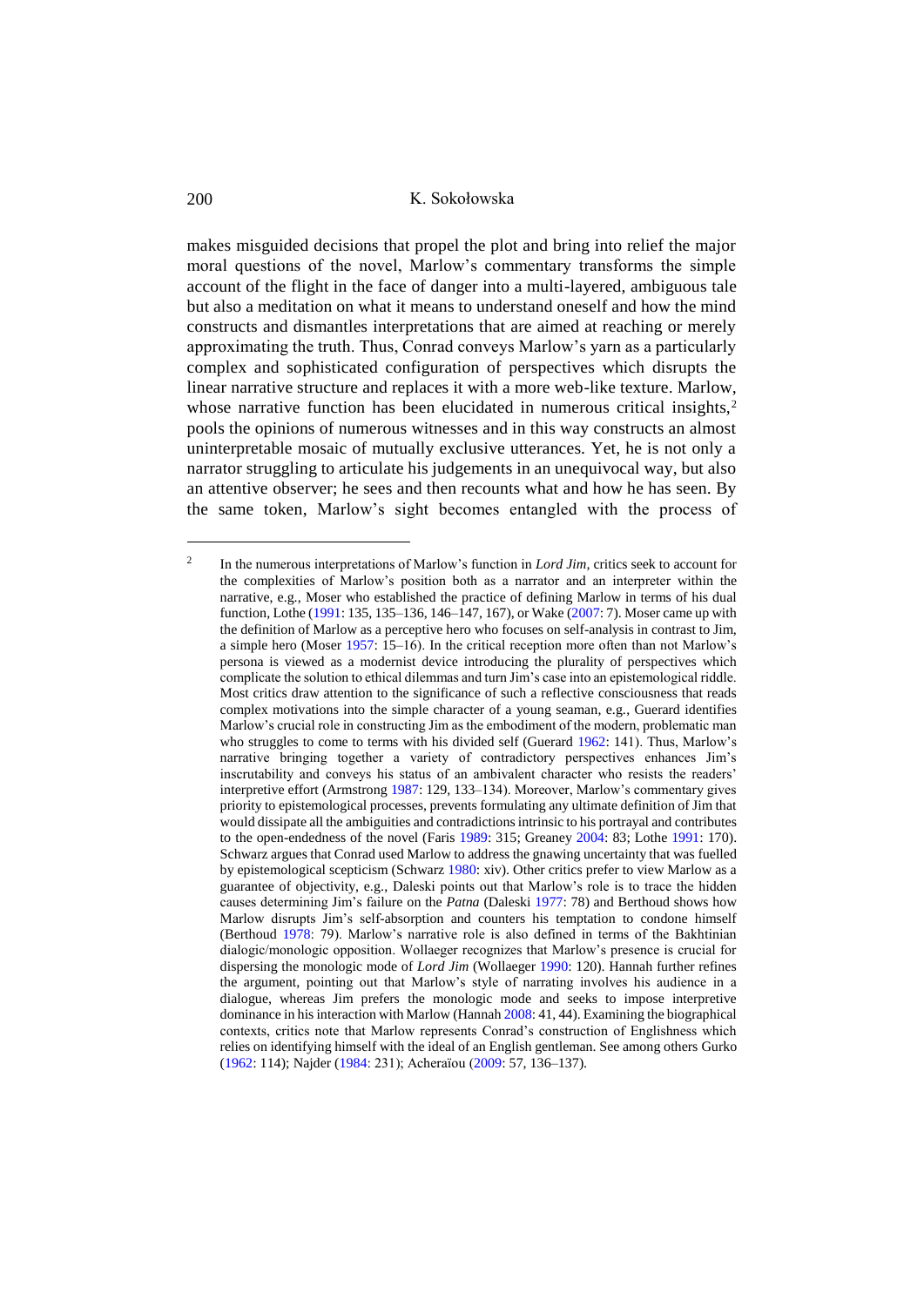makes misguided decisions that propel the plot and bring into relief the major moral questions of the novel, Marlow's commentary transforms the simple account of the flight in the face of danger into a multi-layered, ambiguous tale but also a meditation on what it means to understand oneself and how the mind constructs and dismantles interpretations that are aimed at reaching or merely approximating the truth. Thus, Conrad conveys Marlow's yarn as a particularly complex and sophisticated configuration of perspectives which disrupts the linear narrative structure and replaces it with a more web-like texture. Marlow, whose narrative function has been elucidated in numerous critical insights,[2] pools the opinions of numerous witnesses and in this way constructs an almost uninterpretable mosaic of mutually exclusive utterances. Yet, he is not only a narrator struggling to articulate his judgements in an unequivocal way, but also an attentive observer; he sees and then recounts what and how he has seen. By the same token, Marlow's sight becomes entangled with the process of

---

[2] In the numerous interpretations of Marlow's function in *Lord Jim,* critics seek to account for the complexities of Marlow's position both as a narrator and an interpreter within the narrative, e.g., Moser who established the practice of defining Marlow in terms of his dual function, Lothe (1991: 135, 135–136, 146–147, 167), or Wake (2007: 7). Moser came up with the definition of Marlow as a perceptive hero who focuses on self-analysis in contrast to Jim, a simple hero (Moser 1957: 15–16). In the critical reception more often than not Marlow's persona is viewed as a modernist device introducing the plurality of perspectives which complicate the solution to ethical dilemmas and turn Jim's case into an epistemological riddle. Most critics draw attention to the significance of such a reflective consciousness that reads complex motivations into the simple character of a young seaman, e.g., Guerard identifies Marlow's crucial role in constructing Jim as the embodiment of the modern, problematic man who struggles to come to terms with his divided self (Guerard 1962: 141). Thus, Marlow's narrative bringing together a variety of contradictory perspectives enhances Jim's inscrutability and conveys his status of an ambivalent character who resists the readers' interpretive effort (Armstrong 1987: 129, 133–134). Moreover, Marlow's commentary gives priority to epistemological processes, prevents formulating any ultimate definition of Jim that would dissipate all the ambiguities and contradictions intrinsic to his portrayal and contributes to the open-endedness of the novel (Faris 1989: 315; Greaney 2004: 83; Lothe 1991: 170). Schwarz argues that Conrad used Marlow to address the gnawing uncertainty that was fuelled by epistemological scepticism (Schwarz 1980: xiv). Other critics prefer to view Marlow as a guarantee of objectivity, e.g., Daleski points out that Marlow's role is to trace the hidden causes determining Jim's failure on the *Patna* (Daleski 1977: 78) and Berthoud shows how Marlow disrupts Jim's self-absorption and counters his temptation to condone himself (Berthoud 1978: 79). Marlow's narrative role is also defined in terms of the Bakhtinian dialogic/monologic opposition. Wollaeger recognizes that Marlow's presence is crucial for dispersing the monologic mode of *Lord Jim* (Wollaeger 1990: 120). Hannah further refines the argument, pointing out that Marlow's style of narrating involves his audience in a dialogue, whereas Jim prefers the monologic mode and seeks to impose interpretive dominance in his interaction with Marlow (Hannah 2008: 41, 44). Examining the biographical contexts, critics note that Marlow represents Conrad's construction of Englishness which relies on identifying himself with the ideal of an English gentleman. See among others Gurko (1962: 114); Najder (1984: 231); Acheraïou (2009: 57, 136–137).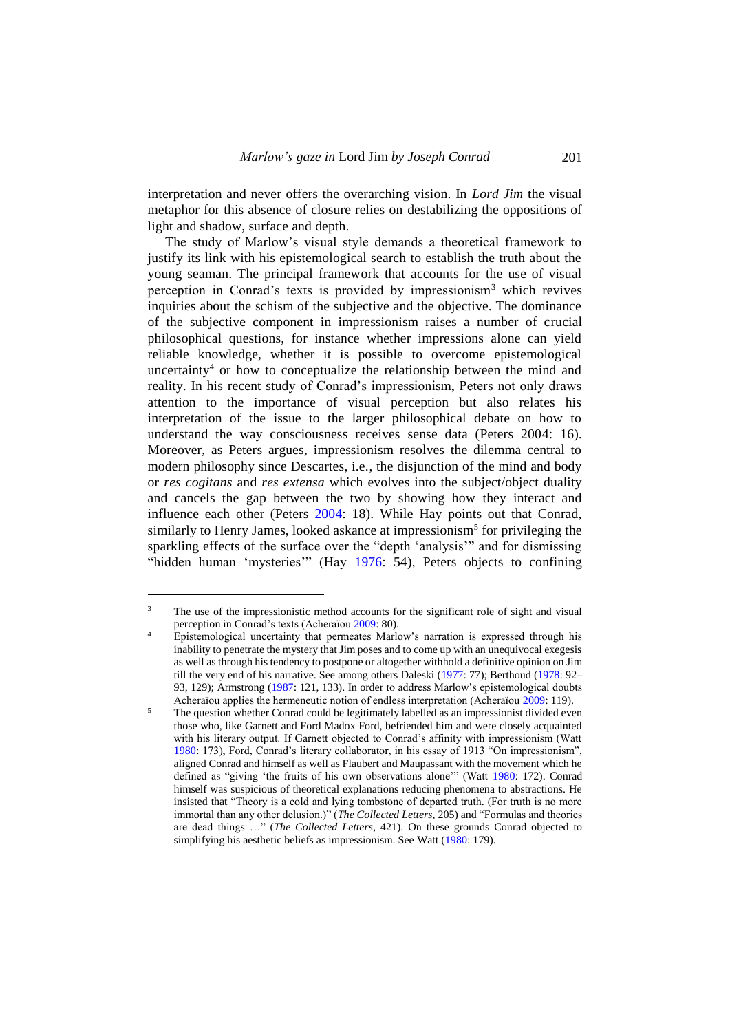interpretation and never offers the overarching vision. In *Lord Jim* the visual metaphor for this absence of closure relies on destabilizing the oppositions of light and shadow, surface and depth.

The study of Marlow's visual style demands a theoretical framework to justify its link with his epistemological search to establish the truth about the young seaman. The principal framework that accounts for the use of visual perception in Conrad's texts is provided by impressionism[3] which revives inquiries about the schism of the subjective and the objective. The dominance of the subjective component in impressionism raises a number of crucial philosophical questions, for instance whether impressions alone can yield reliable knowledge, whether it is possible to overcome epistemological uncertainty[4] or how to conceptualize the relationship between the mind and reality. In his recent study of Conrad's impressionism, Peters not only draws attention to the importance of visual perception but also relates his interpretation of the issue to the larger philosophical debate on how to understand the way consciousness receives sense data (Peters 2004: 16). Moreover, as Peters argues, impressionism resolves the dilemma central to modern philosophy since Descartes, i.e., the disjunction of the mind and body or *res cogitans* and *res extensa* which evolves into the subject/object duality and cancels the gap between the two by showing how they interact and influence each other (Peters 2004: 18). While Hay points out that Conrad, similarly to Henry James, looked askance at impressionism[5] for privileging the sparkling effects of the surface over the "depth 'analysis'" and for dismissing "hidden human 'mysteries'" (Hay 1976: 54), Peters objects to confining

---

[3] The use of the impressionistic method accounts for the significant role of sight and visual perception in Conrad's texts (Acheraïou 2009: 80).

[4] Epistemological uncertainty that permeates Marlow's narration is expressed through his inability to penetrate the mystery that Jim poses and to come up with an unequivocal exegesis as well as through his tendency to postpone or altogether withhold a definitive opinion on Jim till the very end of his narrative. See among others Daleski (1977: 77); Berthoud (1978: 92–93, 129); Armstrong (1987: 121, 133). In order to address Marlow's epistemological doubts Acheraïou applies the hermeneutic notion of endless interpretation (Acheraïou 2009: 119).

[5] The question whether Conrad could be legitimately labelled as an impressionist divided even those who, like Garnett and Ford Madox Ford, befriended him and were closely acquainted with his literary output. If Garnett objected to Conrad's affinity with impressionism (Watt 1980: 173), Ford, Conrad's literary collaborator, in his essay of 1913 "On impressionism", aligned Conrad and himself as well as Flaubert and Maupassant with the movement which he defined as "giving 'the fruits of his own observations alone'" (Watt 1980: 172). Conrad himself was suspicious of theoretical explanations reducing phenomena to abstractions. He insisted that "Theory is a cold and lying tombstone of departed truth. (For truth is no more immortal than any other delusion.)" (*The Collected Letters*, 205) and "Formulas and theories are dead things …" (*The Collected Letters*, 421). On these grounds Conrad objected to simplifying his aesthetic beliefs as impressionism. See Watt (1980: 179).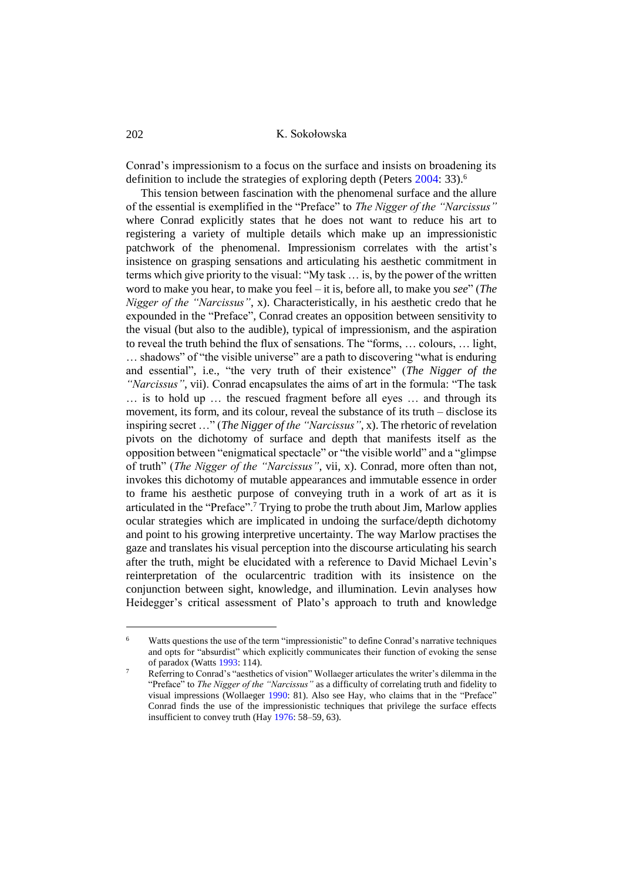Conrad's impressionism to a focus on the surface and insists on broadening its definition to include the strategies of exploring depth (Peters 2004: 33).[6]

This tension between fascination with the phenomenal surface and the allure of the essential is exemplified in the "Preface" to *The Nigger of the "Narcissus"* where Conrad explicitly states that he does not want to reduce his art to registering a variety of multiple details which make up an impressionistic patchwork of the phenomenal. Impressionism correlates with the artist's insistence on grasping sensations and articulating his aesthetic commitment in terms which give priority to the visual: "My task … is, by the power of the written word to make you hear, to make you feel – it is, before all, to make you *see*" (*The Nigger of the "Narcissus"*, x). Characteristically, in his aesthetic credo that he expounded in the "Preface", Conrad creates an opposition between sensitivity to the visual (but also to the audible), typical of impressionism, and the aspiration to reveal the truth behind the flux of sensations. The "forms, … colours, … light, … shadows" of "the visible universe" are a path to discovering "what is enduring and essential", i.e., "the very truth of their existence" (*The Nigger of the "Narcissus"*, vii). Conrad encapsulates the aims of art in the formula: "The task … is to hold up … the rescued fragment before all eyes … and through its movement, its form, and its colour, reveal the substance of its truth – disclose its inspiring secret …" (*The Nigger of the "Narcissus"*, x). The rhetoric of revelation pivots on the dichotomy of surface and depth that manifests itself as the opposition between "enigmatical spectacle" or "the visible world" and a "glimpse of truth" (*The Nigger of the "Narcissus"*, vii, x). Conrad, more often than not, invokes this dichotomy of mutable appearances and immutable essence in order to frame his aesthetic purpose of conveying truth in a work of art as it is articulated in the "Preface".[7] Trying to probe the truth about Jim, Marlow applies ocular strategies which are implicated in undoing the surface/depth dichotomy and point to his growing interpretive uncertainty. The way Marlow practises the gaze and translates his visual perception into the discourse articulating his search after the truth, might be elucidated with a reference to David Michael Levin's reinterpretation of the ocularcentric tradition with its insistence on the conjunction between sight, knowledge, and illumination. Levin analyses how Heidegger's critical assessment of Plato's approach to truth and knowledge

---

[6] Watts questions the use of the term "impressionistic" to define Conrad's narrative techniques and opts for "absurdist" which explicitly communicates their function of evoking the sense of paradox (Watts 1993: 114).

[7] Referring to Conrad's "aesthetics of vision" Wollaeger articulates the writer's dilemma in the "Preface" to *The Nigger of the "Narcissus"* as a difficulty of correlating truth and fidelity to visual impressions (Wollaeger 1990: 81). Also see Hay, who claims that in the "Preface" Conrad finds the use of the impressionistic techniques that privilege the surface effects insufficient to convey truth (Hay 1976: 58–59, 63).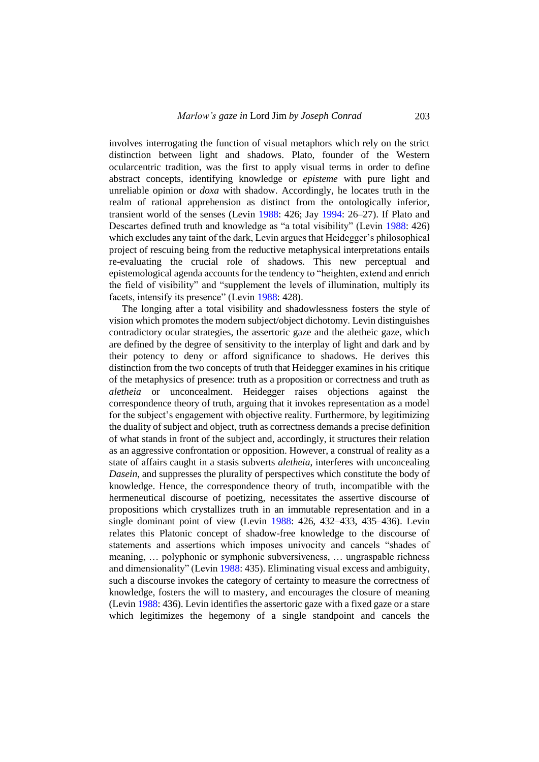involves interrogating the function of visual metaphors which rely on the strict distinction between light and shadows. Plato, founder of the Western ocularcentric tradition, was the first to apply visual terms in order to define abstract concepts, identifying knowledge or *episteme* with pure light and unreliable opinion or *doxa* with shadow. Accordingly, he locates truth in the realm of rational apprehension as distinct from the ontologically inferior, transient world of the senses (Levin 1988: 426; Jay 1994: 26–27). If Plato and Descartes defined truth and knowledge as "a total visibility" (Levin 1988: 426) which excludes any taint of the dark, Levin argues that Heidegger's philosophical project of rescuing being from the reductive metaphysical interpretations entails re-evaluating the crucial role of shadows. This new perceptual and epistemological agenda accounts for the tendency to "heighten, extend and enrich the field of visibility" and "supplement the levels of illumination, multiply its facets, intensify its presence" (Levin 1988: 428).

The longing after a total visibility and shadowlessness fosters the style of vision which promotes the modern subject/object dichotomy. Levin distinguishes contradictory ocular strategies, the assertoric gaze and the aletheic gaze, which are defined by the degree of sensitivity to the interplay of light and dark and by their potency to deny or afford significance to shadows. He derives this distinction from the two concepts of truth that Heidegger examines in his critique of the metaphysics of presence: truth as a proposition or correctness and truth as *aletheia* or unconcealment. Heidegger raises objections against the correspondence theory of truth, arguing that it invokes representation as a model for the subject's engagement with objective reality. Furthermore, by legitimizing the duality of subject and object, truth as correctness demands a precise definition of what stands in front of the subject and, accordingly, it structures their relation as an aggressive confrontation or opposition. However, a construal of reality as a state of affairs caught in a stasis subverts *aletheia*, interferes with unconcealing *Dasein*, and suppresses the plurality of perspectives which constitute the body of knowledge. Hence, the correspondence theory of truth, incompatible with the hermeneutical discourse of poetizing, necessitates the assertive discourse of propositions which crystallizes truth in an immutable representation and in a single dominant point of view (Levin 1988: 426, 432–433, 435–436). Levin relates this Platonic concept of shadow-free knowledge to the discourse of statements and assertions which imposes univocity and cancels "shades of meaning, … polyphonic or symphonic subversiveness, … ungraspable richness and dimensionality" (Levin 1988: 435). Eliminating visual excess and ambiguity, such a discourse invokes the category of certainty to measure the correctness of knowledge, fosters the will to mastery, and encourages the closure of meaning (Levin 1988: 436). Levin identifies the assertoric gaze with a fixed gaze or a stare which legitimizes the hegemony of a single standpoint and cancels the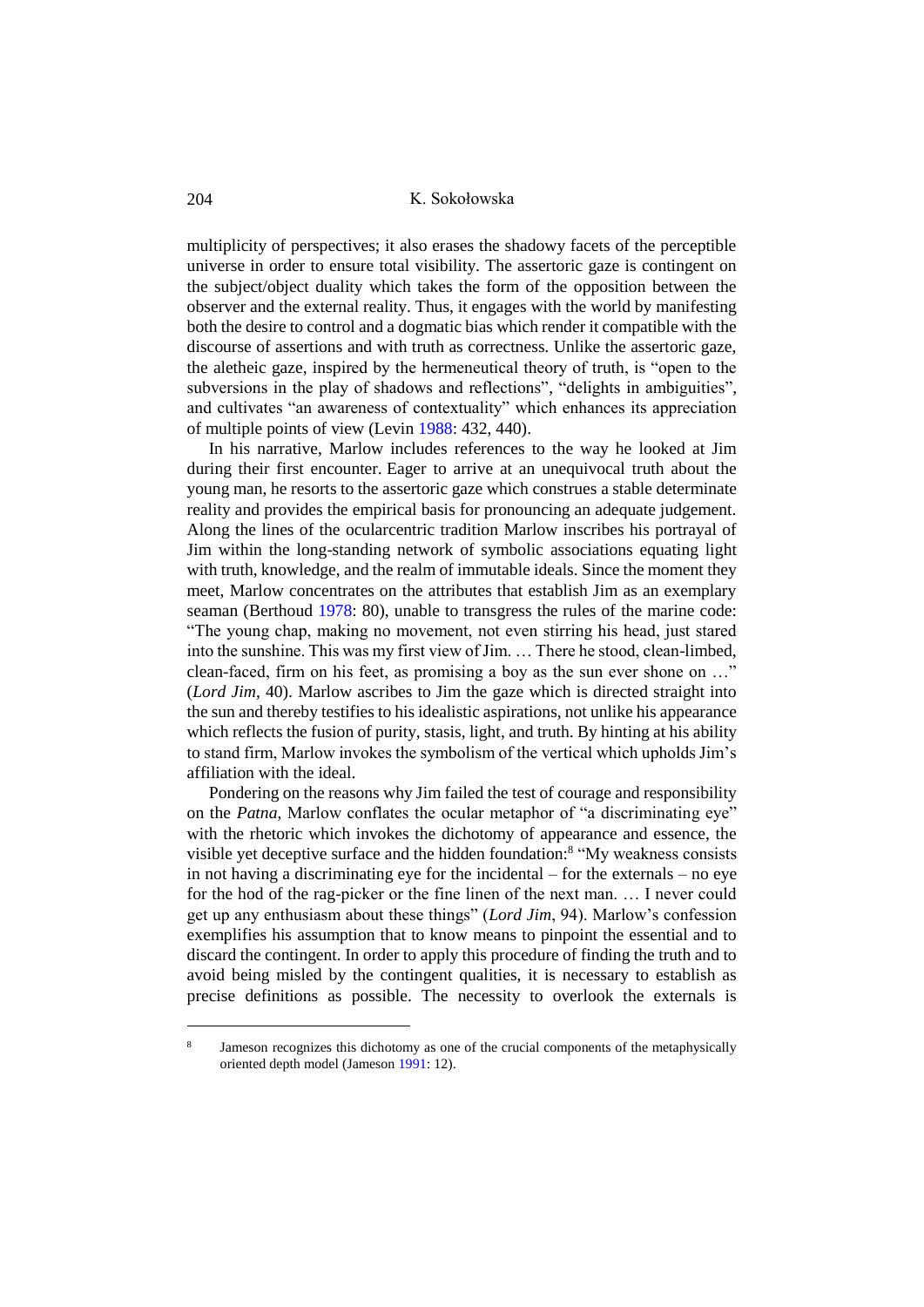multiplicity of perspectives; it also erases the shadowy facets of the perceptible universe in order to ensure total visibility. The assertoric gaze is contingent on the subject/object duality which takes the form of the opposition between the observer and the external reality. Thus, it engages with the world by manifesting both the desire to control and a dogmatic bias which render it compatible with the discourse of assertions and with truth as correctness. Unlike the assertoric gaze, the aletheic gaze, inspired by the hermeneutical theory of truth, is "open to the subversions in the play of shadows and reflections", "delights in ambiguities", and cultivates "an awareness of contextuality" which enhances its appreciation of multiple points of view (Levin 1988: 432, 440).

In his narrative, Marlow includes references to the way he looked at Jim during their first encounter. Eager to arrive at an unequivocal truth about the young man, he resorts to the assertoric gaze which construes a stable determinate reality and provides the empirical basis for pronouncing an adequate judgement. Along the lines of the ocularcentric tradition Marlow inscribes his portrayal of Jim within the long-standing network of symbolic associations equating light with truth, knowledge, and the realm of immutable ideals. Since the moment they meet, Marlow concentrates on the attributes that establish Jim as an exemplary seaman (Berthoud 1978: 80), unable to transgress the rules of the marine code: "The young chap, making no movement, not even stirring his head, just stared into the sunshine. This was my first view of Jim. … There he stood, clean-limbed, clean-faced, firm on his feet, as promising a boy as the sun ever shone on …" (*Lord Jim*, 40). Marlow ascribes to Jim the gaze which is directed straight into the sun and thereby testifies to his idealistic aspirations, not unlike his appearance which reflects the fusion of purity, stasis, light, and truth. By hinting at his ability to stand firm, Marlow invokes the symbolism of the vertical which upholds Jim's affiliation with the ideal.

Pondering on the reasons why Jim failed the test of courage and responsibility on the *Patna*, Marlow conflates the ocular metaphor of "a discriminating eye" with the rhetoric which invokes the dichotomy of appearance and essence, the visible yet deceptive surface and the hidden foundation:[8] "My weakness consists in not having a discriminating eye for the incidental – for the externals – no eye for the hod of the rag-picker or the fine linen of the next man. … I never could get up any enthusiasm about these things" (*Lord Jim*, 94). Marlow's confession exemplifies his assumption that to know means to pinpoint the essential and to discard the contingent. In order to apply this procedure of finding the truth and to avoid being misled by the contingent qualities, it is necessary to establish as precise definitions as possible. The necessity to overlook the externals is

---

[8] Jameson recognizes this dichotomy as one of the crucial components of the metaphysically oriented depth model (Jameson 1991: 12).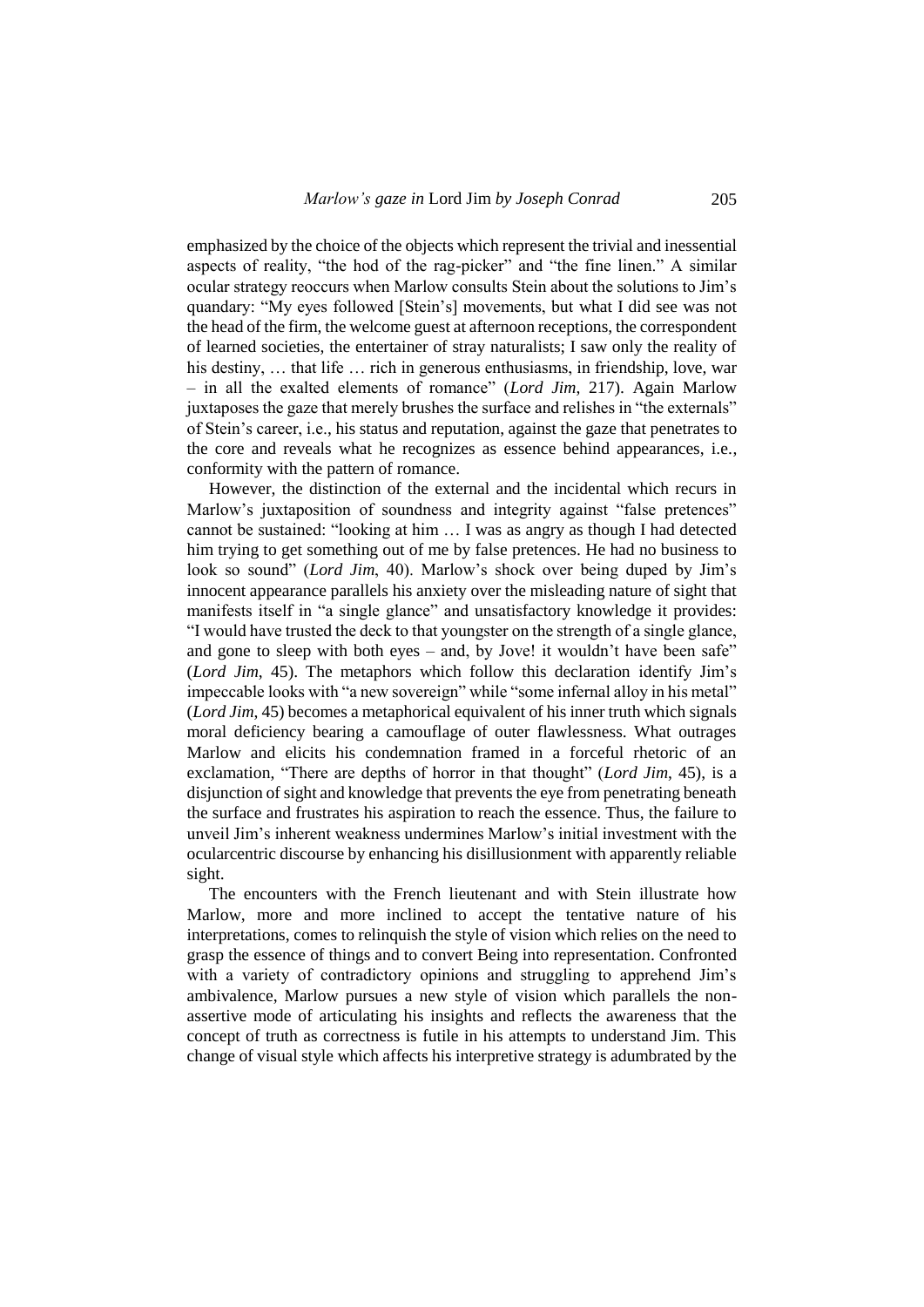emphasized by the choice of the objects which represent the trivial and inessential aspects of reality, "the hod of the rag-picker" and "the fine linen." A similar ocular strategy reoccurs when Marlow consults Stein about the solutions to Jim's quandary: "My eyes followed [Stein's] movements, but what I did see was not the head of the firm, the welcome guest at afternoon receptions, the correspondent of learned societies, the entertainer of stray naturalists; I saw only the reality of his destiny, … that life … rich in generous enthusiasms, in friendship, love, war – in all the exalted elements of romance" (*Lord Jim*, 217). Again Marlow juxtaposes the gaze that merely brushes the surface and relishes in "the externals" of Stein's career, i.e., his status and reputation, against the gaze that penetrates to the core and reveals what he recognizes as essence behind appearances, i.e., conformity with the pattern of romance.

However, the distinction of the external and the incidental which recurs in Marlow's juxtaposition of soundness and integrity against "false pretences" cannot be sustained: "looking at him … I was as angry as though I had detected him trying to get something out of me by false pretences. He had no business to look so sound" (*Lord Jim*, 40). Marlow's shock over being duped by Jim's innocent appearance parallels his anxiety over the misleading nature of sight that manifests itself in "a single glance" and unsatisfactory knowledge it provides: "I would have trusted the deck to that youngster on the strength of a single glance, and gone to sleep with both eyes – and, by Jove! it wouldn't have been safe" (*Lord Jim*, 45). The metaphors which follow this declaration identify Jim's impeccable looks with "a new sovereign" while "some infernal alloy in his metal" (*Lord Jim*, 45) becomes a metaphorical equivalent of his inner truth which signals moral deficiency bearing a camouflage of outer flawlessness. What outrages Marlow and elicits his condemnation framed in a forceful rhetoric of an exclamation, "There are depths of horror in that thought" (*Lord Jim*, 45), is a disjunction of sight and knowledge that prevents the eye from penetrating beneath the surface and frustrates his aspiration to reach the essence. Thus, the failure to unveil Jim's inherent weakness undermines Marlow's initial investment with the ocularcentric discourse by enhancing his disillusionment with apparently reliable sight.

The encounters with the French lieutenant and with Stein illustrate how Marlow, more and more inclined to accept the tentative nature of his interpretations, comes to relinquish the style of vision which relies on the need to grasp the essence of things and to convert Being into representation. Confronted with a variety of contradictory opinions and struggling to apprehend Jim's ambivalence, Marlow pursues a new style of vision which parallels the non-assertive mode of articulating his insights and reflects the awareness that the concept of truth as correctness is futile in his attempts to understand Jim. This change of visual style which affects his interpretive strategy is adumbrated by the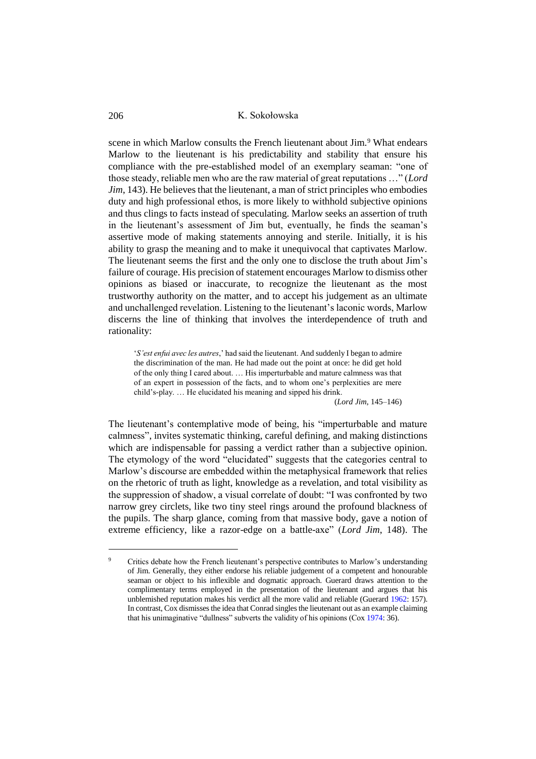scene in which Marlow consults the French lieutenant about Jim.[9] What endears Marlow to the lieutenant is his predictability and stability that ensure his compliance with the pre-established model of an exemplary seaman: "one of those steady, reliable men who are the raw material of great reputations …" (*Lord Jim*, 143). He believes that the lieutenant, a man of strict principles who embodies duty and high professional ethos, is more likely to withhold subjective opinions and thus clings to facts instead of speculating. Marlow seeks an assertion of truth in the lieutenant's assessment of Jim but, eventually, he finds the seaman's assertive mode of making statements annoying and sterile. Initially, it is his ability to grasp the meaning and to make it unequivocal that captivates Marlow. The lieutenant seems the first and the only one to disclose the truth about Jim's failure of courage. His precision of statement encourages Marlow to dismiss other opinions as biased or inaccurate, to recognize the lieutenant as the most trustworthy authority on the matter, and to accept his judgement as an ultimate and unchallenged revelation. Listening to the lieutenant's laconic words, Marlow discerns the line of thinking that involves the interdependence of truth and rationality:

> '*S'est enfui avec les autres*,' had said the lieutenant. And suddenly I began to admire the discrimination of the man. He had made out the point at once: he did get hold of the only thing I cared about. … His imperturbable and mature calmness was that of an expert in possession of the facts, and to whom one's perplexities are mere child's-play. … He elucidated his meaning and sipped his drink.
>
> (*Lord Jim*, 145–146)

The lieutenant's contemplative mode of being, his "imperturbable and mature calmness", invites systematic thinking, careful defining, and making distinctions which are indispensable for passing a verdict rather than a subjective opinion. The etymology of the word "elucidated" suggests that the categories central to Marlow's discourse are embedded within the metaphysical framework that relies on the rhetoric of truth as light, knowledge as a revelation, and total visibility as the suppression of shadow, a visual correlate of doubt: "I was confronted by two narrow grey circlets, like two tiny steel rings around the profound blackness of the pupils. The sharp glance, coming from that massive body, gave a notion of extreme efficiency, like a razor-edge on a battle-axe" (*Lord Jim*, 148). The

---

[9] Critics debate how the French lieutenant's perspective contributes to Marlow's understanding of Jim. Generally, they either endorse his reliable judgement of a competent and honourable seaman or object to his inflexible and dogmatic approach. Guerard draws attention to the complimentary terms employed in the presentation of the lieutenant and argues that his unblemished reputation makes his verdict all the more valid and reliable (Guerard 1962: 157). In contrast, Cox dismisses the idea that Conrad singles the lieutenant out as an example claiming that his unimaginative "dullness" subverts the validity of his opinions (Cox 1974: 36).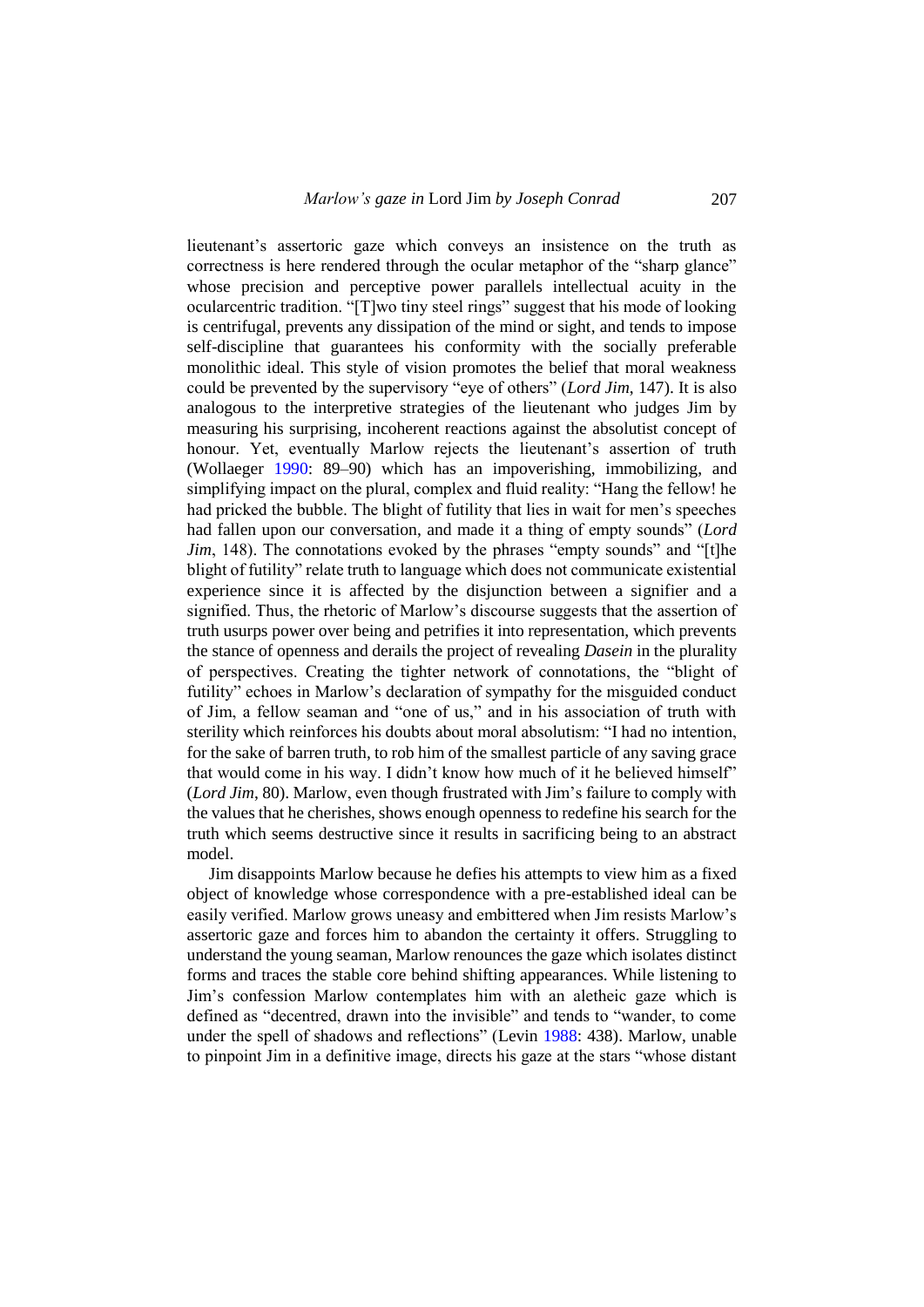lieutenant's assertoric gaze which conveys an insistence on the truth as correctness is here rendered through the ocular metaphor of the "sharp glance" whose precision and perceptive power parallels intellectual acuity in the ocularcentric tradition. "[T]wo tiny steel rings" suggest that his mode of looking is centrifugal, prevents any dissipation of the mind or sight, and tends to impose self-discipline that guarantees his conformity with the socially preferable monolithic ideal. This style of vision promotes the belief that moral weakness could be prevented by the supervisory "eye of others" (*Lord Jim*, 147). It is also analogous to the interpretive strategies of the lieutenant who judges Jim by measuring his surprising, incoherent reactions against the absolutist concept of honour. Yet, eventually Marlow rejects the lieutenant's assertion of truth (Wollaeger 1990: 89–90) which has an impoverishing, immobilizing, and simplifying impact on the plural, complex and fluid reality: "Hang the fellow! he had pricked the bubble. The blight of futility that lies in wait for men's speeches had fallen upon our conversation, and made it a thing of empty sounds" (*Lord Jim*, 148). The connotations evoked by the phrases "empty sounds" and "[t]he blight of futility" relate truth to language which does not communicate existential experience since it is affected by the disjunction between a signifier and a signified. Thus, the rhetoric of Marlow's discourse suggests that the assertion of truth usurps power over being and petrifies it into representation, which prevents the stance of openness and derails the project of revealing *Dasein* in the plurality of perspectives. Creating the tighter network of connotations, the "blight of futility" echoes in Marlow's declaration of sympathy for the misguided conduct of Jim, a fellow seaman and "one of us," and in his association of truth with sterility which reinforces his doubts about moral absolutism: "I had no intention, for the sake of barren truth, to rob him of the smallest particle of any saving grace that would come in his way. I didn't know how much of it he believed himself" (*Lord Jim*, 80). Marlow, even though frustrated with Jim's failure to comply with the values that he cherishes, shows enough openness to redefine his search for the truth which seems destructive since it results in sacrificing being to an abstract model.

Jim disappoints Marlow because he defies his attempts to view him as a fixed object of knowledge whose correspondence with a pre-established ideal can be easily verified. Marlow grows uneasy and embittered when Jim resists Marlow's assertoric gaze and forces him to abandon the certainty it offers. Struggling to understand the young seaman, Marlow renounces the gaze which isolates distinct forms and traces the stable core behind shifting appearances. While listening to Jim's confession Marlow contemplates him with an aletheic gaze which is defined as "decentred, drawn into the invisible" and tends to "wander, to come under the spell of shadows and reflections" (Levin 1988: 438). Marlow, unable to pinpoint Jim in a definitive image, directs his gaze at the stars "whose distant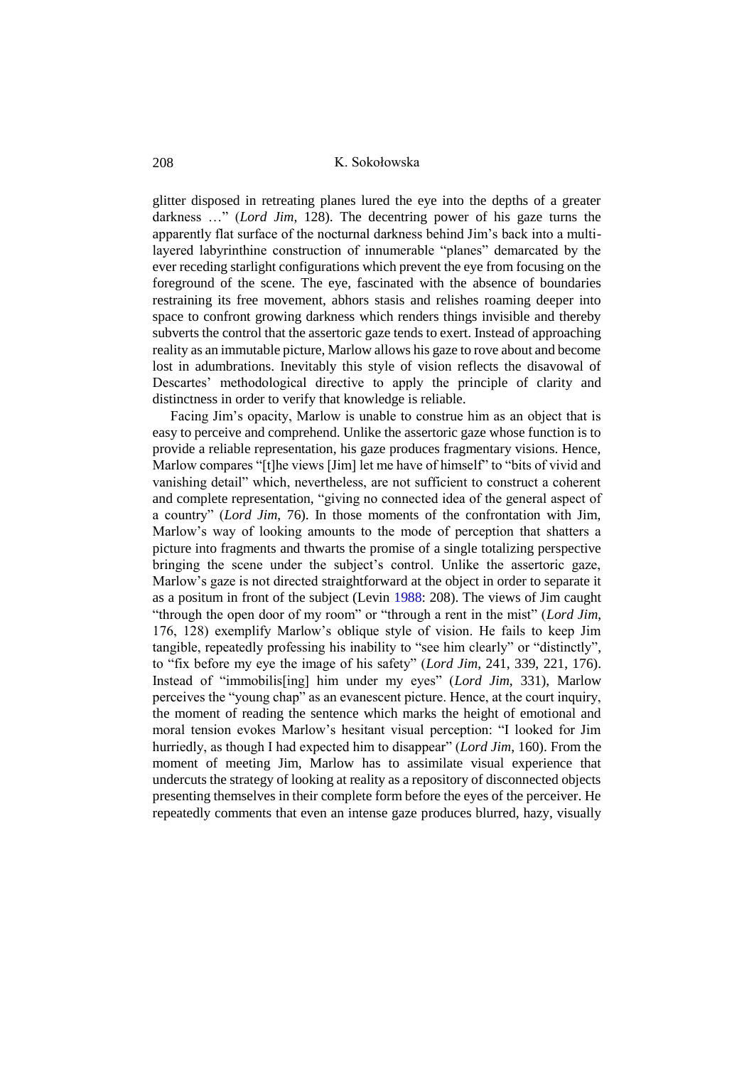glitter disposed in retreating planes lured the eye into the depths of a greater darkness …" (*Lord Jim*, 128). The decentring power of his gaze turns the apparently flat surface of the nocturnal darkness behind Jim's back into a multi-layered labyrinthine construction of innumerable "planes" demarcated by the ever receding starlight configurations which prevent the eye from focusing on the foreground of the scene. The eye, fascinated with the absence of boundaries restraining its free movement, abhors stasis and relishes roaming deeper into space to confront growing darkness which renders things invisible and thereby subverts the control that the assertoric gaze tends to exert. Instead of approaching reality as an immutable picture, Marlow allows his gaze to rove about and become lost in adumbrations. Inevitably this style of vision reflects the disavowal of Descartes' methodological directive to apply the principle of clarity and distinctness in order to verify that knowledge is reliable.

Facing Jim's opacity, Marlow is unable to construe him as an object that is easy to perceive and comprehend. Unlike the assertoric gaze whose function is to provide a reliable representation, his gaze produces fragmentary visions. Hence, Marlow compares "[t]he views [Jim] let me have of himself" to "bits of vivid and vanishing detail" which, nevertheless, are not sufficient to construct a coherent and complete representation, "giving no connected idea of the general aspect of a country" (*Lord Jim*, 76). In those moments of the confrontation with Jim, Marlow's way of looking amounts to the mode of perception that shatters a picture into fragments and thwarts the promise of a single totalizing perspective bringing the scene under the subject's control. Unlike the assertoric gaze, Marlow's gaze is not directed straightforward at the object in order to separate it as a positum in front of the subject (Levin 1988: 208). The views of Jim caught "through the open door of my room" or "through a rent in the mist" (*Lord Jim*, 176, 128) exemplify Marlow's oblique style of vision. He fails to keep Jim tangible, repeatedly professing his inability to "see him clearly" or "distinctly", to "fix before my eye the image of his safety" (*Lord Jim*, 241, 339, 221, 176). Instead of "immobilis[ing] him under my eyes" (*Lord Jim*, 331), Marlow perceives the "young chap" as an evanescent picture. Hence, at the court inquiry, the moment of reading the sentence which marks the height of emotional and moral tension evokes Marlow's hesitant visual perception: "I looked for Jim hurriedly, as though I had expected him to disappear" (*Lord Jim*, 160). From the moment of meeting Jim, Marlow has to assimilate visual experience that undercuts the strategy of looking at reality as a repository of disconnected objects presenting themselves in their complete form before the eyes of the perceiver. He repeatedly comments that even an intense gaze produces blurred, hazy, visually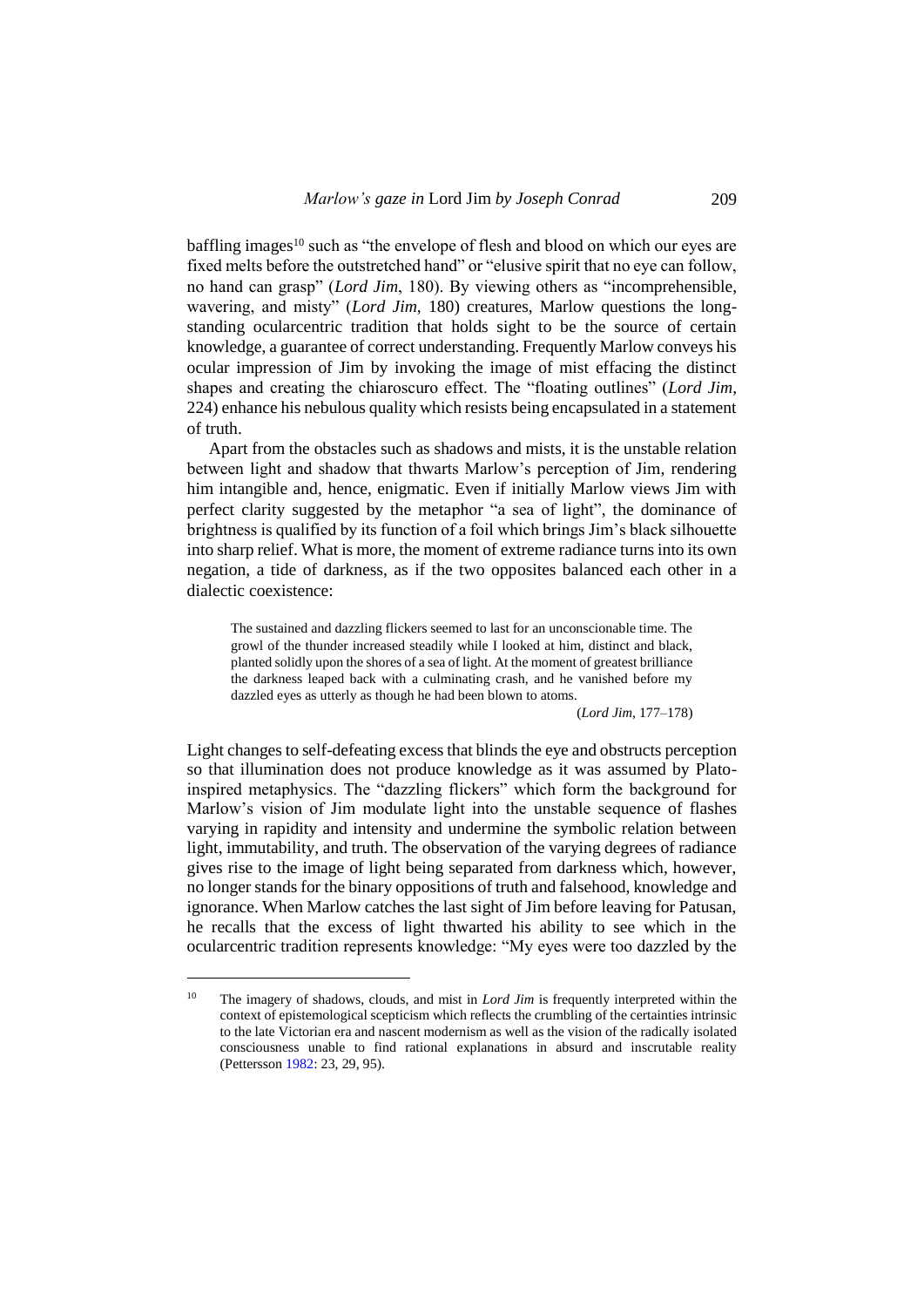baffling images[10] such as "the envelope of flesh and blood on which our eyes are fixed melts before the outstretched hand" or "elusive spirit that no eye can follow, no hand can grasp" (*Lord Jim*, 180). By viewing others as "incomprehensible, wavering, and misty" (*Lord Jim*, 180) creatures, Marlow questions the long-standing ocularcentric tradition that holds sight to be the source of certain knowledge, a guarantee of correct understanding. Frequently Marlow conveys his ocular impression of Jim by invoking the image of mist effacing the distinct shapes and creating the chiaroscuro effect. The "floating outlines" (*Lord Jim*, 224) enhance his nebulous quality which resists being encapsulated in a statement of truth.

Apart from the obstacles such as shadows and mists, it is the unstable relation between light and shadow that thwarts Marlow's perception of Jim, rendering him intangible and, hence, enigmatic. Even if initially Marlow views Jim with perfect clarity suggested by the metaphor "a sea of light", the dominance of brightness is qualified by its function of a foil which brings Jim's black silhouette into sharp relief. What is more, the moment of extreme radiance turns into its own negation, a tide of darkness, as if the two opposites balanced each other in a dialectic coexistence:

> The sustained and dazzling flickers seemed to last for an unconscionable time. The growl of the thunder increased steadily while I looked at him, distinct and black, planted solidly upon the shores of a sea of light. At the moment of greatest brilliance the darkness leaped back with a culminating crash, and he vanished before my dazzled eyes as utterly as though he had been blown to atoms.
>
> (*Lord Jim*, 177–178)

Light changes to self-defeating excess that blinds the eye and obstructs perception so that illumination does not produce knowledge as it was assumed by Plato-inspired metaphysics. The "dazzling flickers" which form the background for Marlow's vision of Jim modulate light into the unstable sequence of flashes varying in rapidity and intensity and undermine the symbolic relation between light, immutability, and truth. The observation of the varying degrees of radiance gives rise to the image of light being separated from darkness which, however, no longer stands for the binary oppositions of truth and falsehood, knowledge and ignorance. When Marlow catches the last sight of Jim before leaving for Patusan, he recalls that the excess of light thwarted his ability to see which in the ocularcentric tradition represents knowledge: "My eyes were too dazzled by the

---

[10] The imagery of shadows, clouds, and mist in *Lord Jim* is frequently interpreted within the context of epistemological scepticism which reflects the crumbling of the certainties intrinsic to the late Victorian era and nascent modernism as well as the vision of the radically isolated consciousness unable to find rational explanations in absurd and inscrutable reality (Pettersson 1982: 23, 29, 95).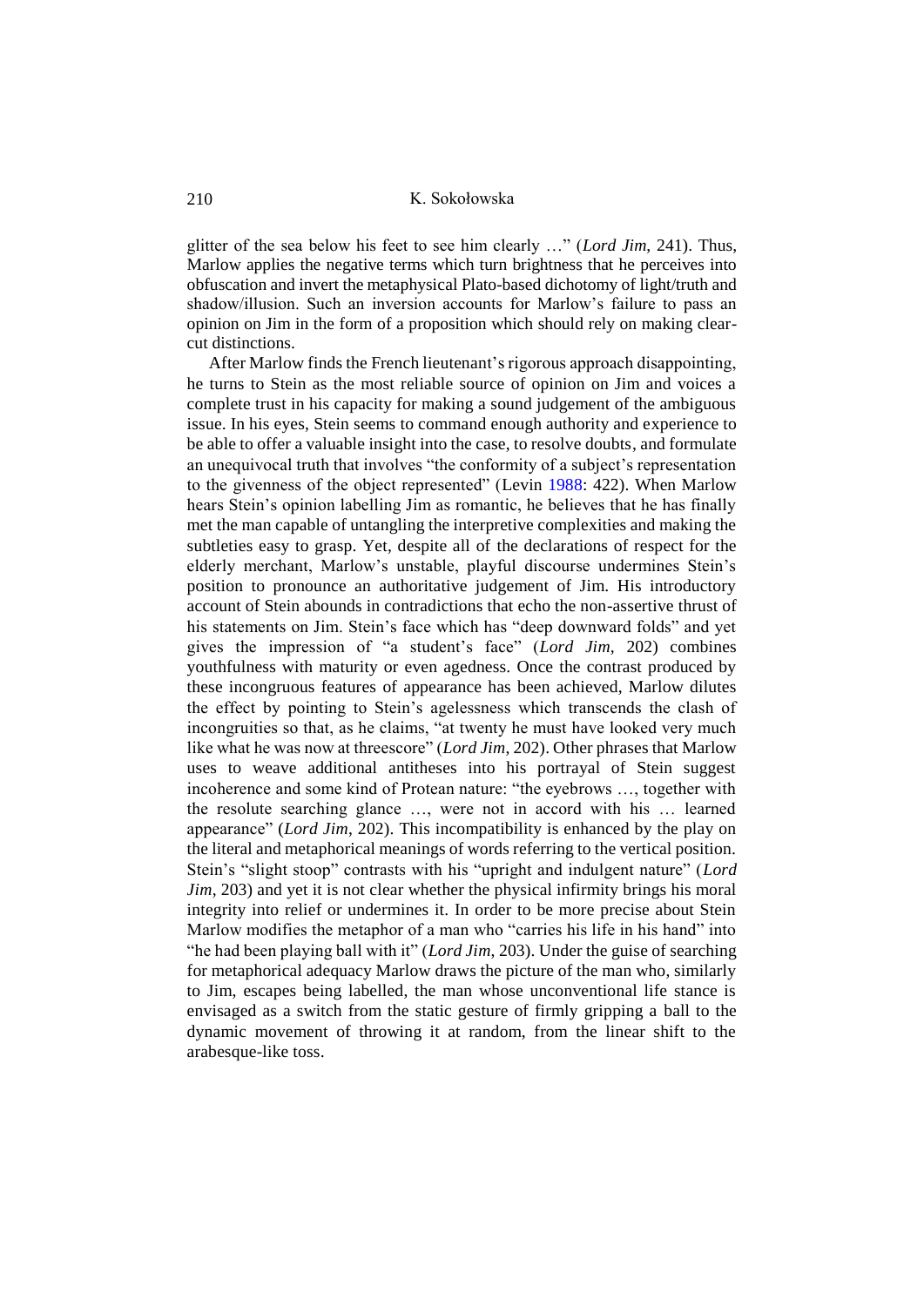glitter of the sea below his feet to see him clearly …" (*Lord Jim*, 241). Thus, Marlow applies the negative terms which turn brightness that he perceives into obfuscation and invert the metaphysical Plato-based dichotomy of light/truth and shadow/illusion. Such an inversion accounts for Marlow's failure to pass an opinion on Jim in the form of a proposition which should rely on making clear-cut distinctions.

After Marlow finds the French lieutenant's rigorous approach disappointing, he turns to Stein as the most reliable source of opinion on Jim and voices a complete trust in his capacity for making a sound judgement of the ambiguous issue. In his eyes, Stein seems to command enough authority and experience to be able to offer a valuable insight into the case, to resolve doubts, and formulate an unequivocal truth that involves "the conformity of a subject's representation to the givenness of the object represented" (Levin 1988: 422). When Marlow hears Stein's opinion labelling Jim as romantic, he believes that he has finally met the man capable of untangling the interpretive complexities and making the subtleties easy to grasp. Yet, despite all of the declarations of respect for the elderly merchant, Marlow's unstable, playful discourse undermines Stein's position to pronounce an authoritative judgement of Jim. His introductory account of Stein abounds in contradictions that echo the non-assertive thrust of his statements on Jim. Stein's face which has "deep downward folds" and yet gives the impression of "a student's face" (*Lord Jim*, 202) combines youthfulness with maturity or even agedness. Once the contrast produced by these incongruous features of appearance has been achieved, Marlow dilutes the effect by pointing to Stein's agelessness which transcends the clash of incongruities so that, as he claims, "at twenty he must have looked very much like what he was now at threescore" (*Lord Jim*, 202). Other phrases that Marlow uses to weave additional antitheses into his portrayal of Stein suggest incoherence and some kind of Protean nature: "the eyebrows …, together with the resolute searching glance …, were not in accord with his … learned appearance" (*Lord Jim*, 202). This incompatibility is enhanced by the play on the literal and metaphorical meanings of words referring to the vertical position. Stein's "slight stoop" contrasts with his "upright and indulgent nature" (*Lord Jim*, 203) and yet it is not clear whether the physical infirmity brings his moral integrity into relief or undermines it. In order to be more precise about Stein Marlow modifies the metaphor of a man who "carries his life in his hand" into "he had been playing ball with it" (*Lord Jim*, 203). Under the guise of searching for metaphorical adequacy Marlow draws the picture of the man who, similarly to Jim, escapes being labelled, the man whose unconventional life stance is envisaged as a switch from the static gesture of firmly gripping a ball to the dynamic movement of throwing it at random, from the linear shift to the arabesque-like toss.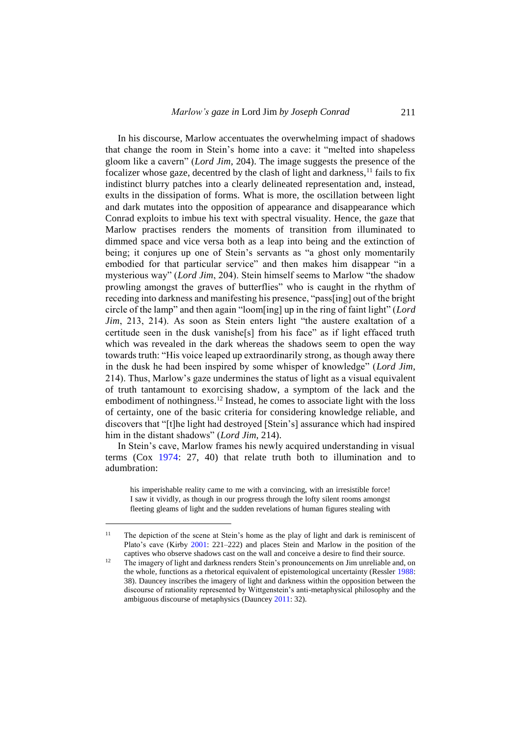In his discourse, Marlow accentuates the overwhelming impact of shadows that change the room in Stein's home into a cave: it "melted into shapeless gloom like a cavern" (*Lord Jim*, 204). The image suggests the presence of the focalizer whose gaze, decentred by the clash of light and darkness,[11] fails to fix indistinct blurry patches into a clearly delineated representation and, instead, exults in the dissipation of forms. What is more, the oscillation between light and dark mutates into the opposition of appearance and disappearance which Conrad exploits to imbue his text with spectral visuality. Hence, the gaze that Marlow practises renders the moments of transition from illuminated to dimmed space and vice versa both as a leap into being and the extinction of being; it conjures up one of Stein's servants as "a ghost only momentarily embodied for that particular service" and then makes him disappear "in a mysterious way" (*Lord Jim*, 204). Stein himself seems to Marlow "the shadow prowling amongst the graves of butterflies" who is caught in the rhythm of receding into darkness and manifesting his presence, "pass[ing] out of the bright circle of the lamp" and then again "loom[ing] up in the ring of faint light" (*Lord Jim*, 213, 214). As soon as Stein enters light "the austere exaltation of a certitude seen in the dusk vanishe[s] from his face" as if light effaced truth which was revealed in the dark whereas the shadows seem to open the way towards truth: "His voice leaped up extraordinarily strong, as though away there in the dusk he had been inspired by some whisper of knowledge" (*Lord Jim*, 214). Thus, Marlow's gaze undermines the status of light as a visual equivalent of truth tantamount to exorcising shadow, a symptom of the lack and the embodiment of nothingness.[12] Instead, he comes to associate light with the loss of certainty, one of the basic criteria for considering knowledge reliable, and discovers that "[t]he light had destroyed [Stein's] assurance which had inspired him in the distant shadows" (*Lord Jim*, 214).

In Stein's cave, Marlow frames his newly acquired understanding in visual terms (Cox 1974: 27, 40) that relate truth both to illumination and to adumbration:

> his imperishable reality came to me with a convincing, with an irresistible force! I saw it vividly, as though in our progress through the lofty silent rooms amongst fleeting gleams of light and the sudden revelations of human figures stealing with

---

[11] The depiction of the scene at Stein's home as the play of light and dark is reminiscent of Plato's cave (Kirby 2001: 221–222) and places Stein and Marlow in the position of the captives who observe shadows cast on the wall and conceive a desire to find their source.

[12] The imagery of light and darkness renders Stein's pronouncements on Jim unreliable and, on the whole, functions as a rhetorical equivalent of epistemological uncertainty (Ressler 1988: 38). Dauncey inscribes the imagery of light and darkness within the opposition between the discourse of rationality represented by Wittgenstein's anti-metaphysical philosophy and the ambiguous discourse of metaphysics (Dauncey 2011: 32).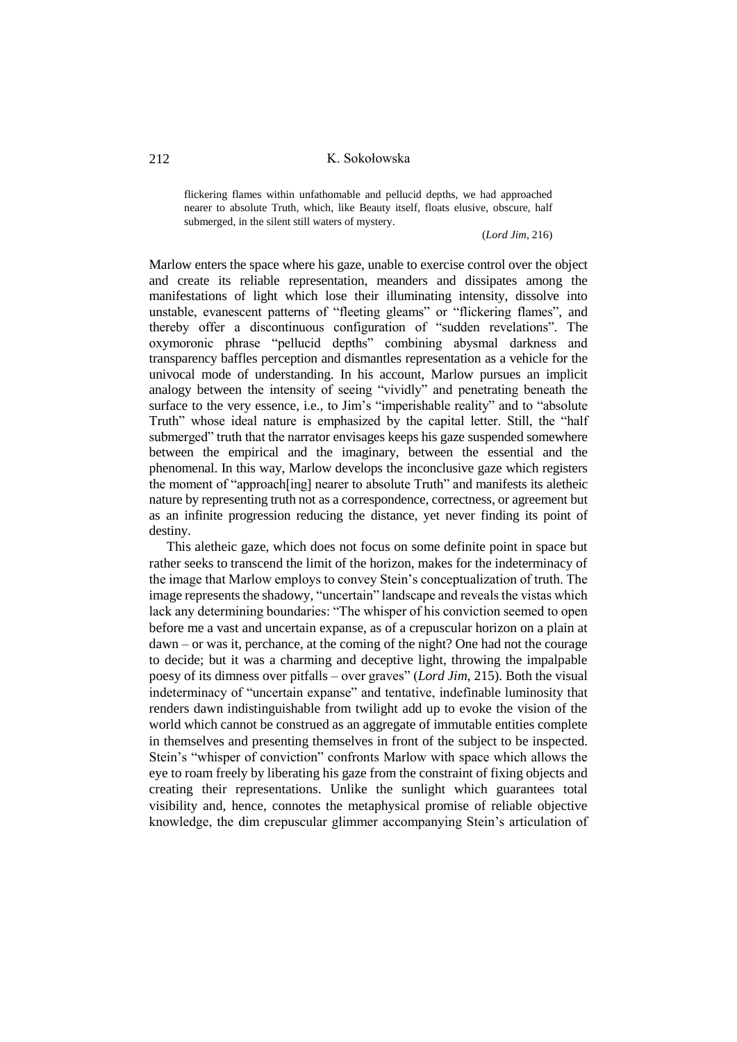> flickering flames within unfathomable and pellucid depths, we had approached nearer to absolute Truth, which, like Beauty itself, floats elusive, obscure, half submerged, in the silent still waters of mystery.
>
> (*Lord Jim*, 216)

Marlow enters the space where his gaze, unable to exercise control over the object and create its reliable representation, meanders and dissipates among the manifestations of light which lose their illuminating intensity, dissolve into unstable, evanescent patterns of "fleeting gleams" or "flickering flames", and thereby offer a discontinuous configuration of "sudden revelations". The oxymoronic phrase "pellucid depths" combining abysmal darkness and transparency baffles perception and dismantles representation as a vehicle for the univocal mode of understanding. In his account, Marlow pursues an implicit analogy between the intensity of seeing "vividly" and penetrating beneath the surface to the very essence, i.e., to Jim's "imperishable reality" and to "absolute Truth" whose ideal nature is emphasized by the capital letter. Still, the "half submerged" truth that the narrator envisages keeps his gaze suspended somewhere between the empirical and the imaginary, between the essential and the phenomenal. In this way, Marlow develops the inconclusive gaze which registers the moment of "approach[ing] nearer to absolute Truth" and manifests its aletheic nature by representing truth not as a correspondence, correctness, or agreement but as an infinite progression reducing the distance, yet never finding its point of destiny.

This aletheic gaze, which does not focus on some definite point in space but rather seeks to transcend the limit of the horizon, makes for the indeterminacy of the image that Marlow employs to convey Stein's conceptualization of truth. The image represents the shadowy, "uncertain" landscape and reveals the vistas which lack any determining boundaries: "The whisper of his conviction seemed to open before me a vast and uncertain expanse, as of a crepuscular horizon on a plain at dawn – or was it, perchance, at the coming of the night? One had not the courage to decide; but it was a charming and deceptive light, throwing the impalpable poesy of its dimness over pitfalls – over graves" (*Lord Jim*, 215). Both the visual indeterminacy of "uncertain expanse" and tentative, indefinable luminosity that renders dawn indistinguishable from twilight add up to evoke the vision of the world which cannot be construed as an aggregate of immutable entities complete in themselves and presenting themselves in front of the subject to be inspected. Stein's "whisper of conviction" confronts Marlow with space which allows the eye to roam freely by liberating his gaze from the constraint of fixing objects and creating their representations. Unlike the sunlight which guarantees total visibility and, hence, connotes the metaphysical promise of reliable objective knowledge, the dim crepuscular glimmer accompanying Stein's articulation of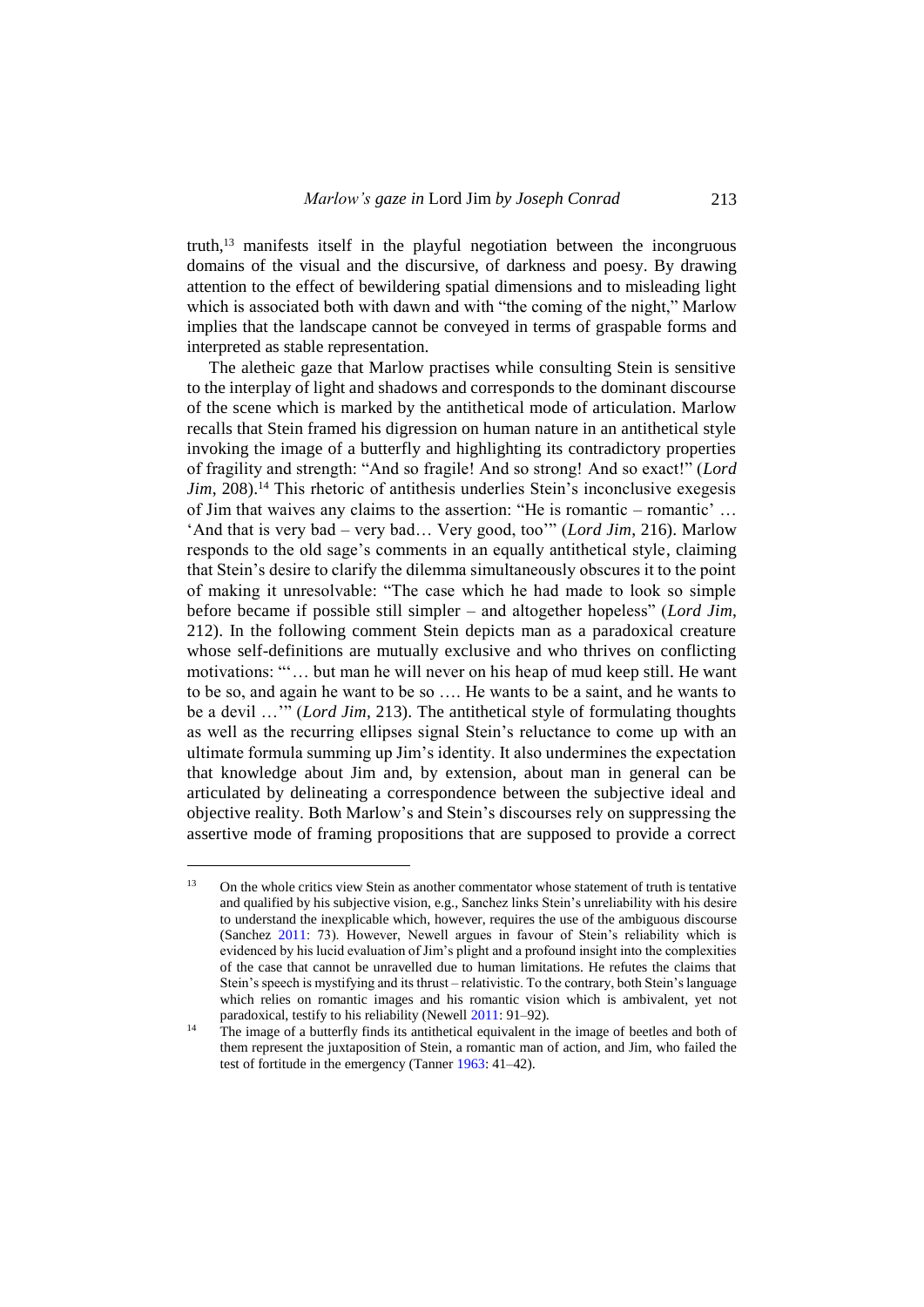truth,[13] manifests itself in the playful negotiation between the incongruous domains of the visual and the discursive, of darkness and poesy. By drawing attention to the effect of bewildering spatial dimensions and to misleading light which is associated both with dawn and with "the coming of the night," Marlow implies that the landscape cannot be conveyed in terms of graspable forms and interpreted as stable representation.

The aletheic gaze that Marlow practises while consulting Stein is sensitive to the interplay of light and shadows and corresponds to the dominant discourse of the scene which is marked by the antithetical mode of articulation. Marlow recalls that Stein framed his digression on human nature in an antithetical style invoking the image of a butterfly and highlighting its contradictory properties of fragility and strength: "And so fragile! And so strong! And so exact!" (*Lord Jim*, 208).[14] This rhetoric of antithesis underlies Stein's inconclusive exegesis of Jim that waives any claims to the assertion: "He is romantic – romantic' … 'And that is very bad – very bad… Very good, too'" (*Lord Jim*, 216). Marlow responds to the old sage's comments in an equally antithetical style, claiming that Stein's desire to clarify the dilemma simultaneously obscures it to the point of making it unresolvable: "The case which he had made to look so simple before became if possible still simpler – and altogether hopeless" (*Lord Jim*, 212). In the following comment Stein depicts man as a paradoxical creature whose self-definitions are mutually exclusive and who thrives on conflicting motivations: "'… but man he will never on his heap of mud keep still. He want to be so, and again he want to be so …. He wants to be a saint, and he wants to be a devil …'" (*Lord Jim*, 213). The antithetical style of formulating thoughts as well as the recurring ellipses signal Stein's reluctance to come up with an ultimate formula summing up Jim's identity. It also undermines the expectation that knowledge about Jim and, by extension, about man in general can be articulated by delineating a correspondence between the subjective ideal and objective reality. Both Marlow's and Stein's discourses rely on suppressing the assertive mode of framing propositions that are supposed to provide a correct

---

[13] On the whole critics view Stein as another commentator whose statement of truth is tentative and qualified by his subjective vision, e.g., Sanchez links Stein's unreliability with his desire to understand the inexplicable which, however, requires the use of the ambiguous discourse (Sanchez 2011: 73). However, Newell argues in favour of Stein's reliability which is evidenced by his lucid evaluation of Jim's plight and a profound insight into the complexities of the case that cannot be unravelled due to human limitations. He refutes the claims that Stein's speech is mystifying and its thrust – relativistic. To the contrary, both Stein's language which relies on romantic images and his romantic vision which is ambivalent, yet not paradoxical, testify to his reliability (Newell 2011: 91–92).

[14] The image of a butterfly finds its antithetical equivalent in the image of beetles and both of them represent the juxtaposition of Stein, a romantic man of action, and Jim, who failed the test of fortitude in the emergency (Tanner 1963: 41–42).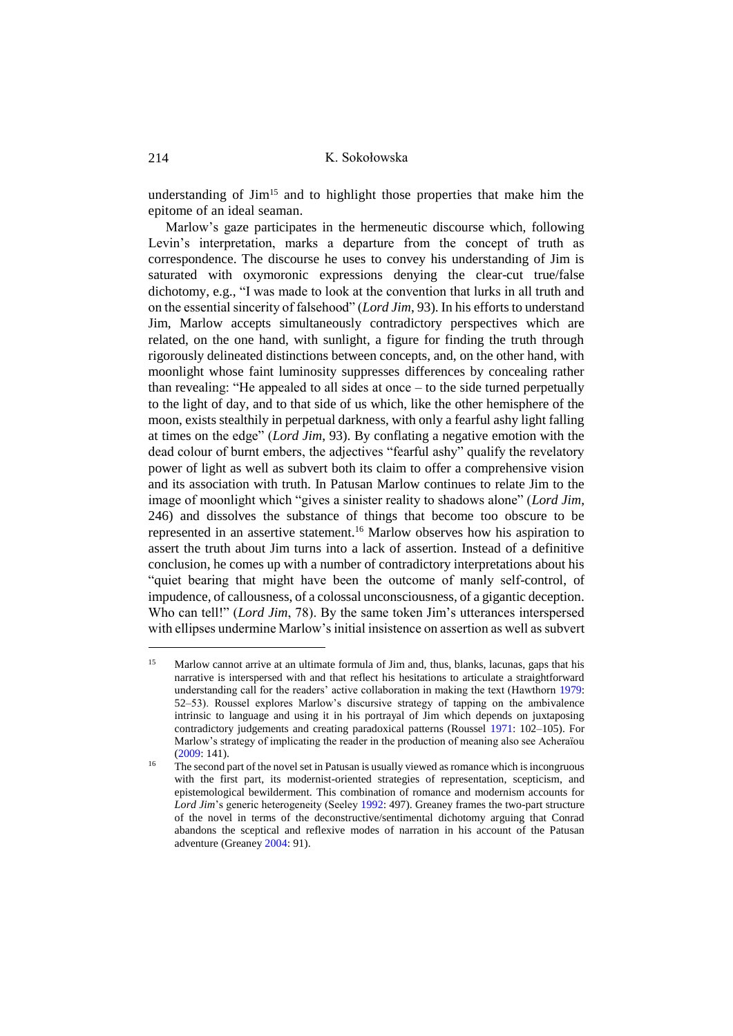understanding of Jim[15] and to highlight those properties that make him the epitome of an ideal seaman.

Marlow's gaze participates in the hermeneutic discourse which, following Levin's interpretation, marks a departure from the concept of truth as correspondence. The discourse he uses to convey his understanding of Jim is saturated with oxymoronic expressions denying the clear-cut true/false dichotomy, e.g., "I was made to look at the convention that lurks in all truth and on the essential sincerity of falsehood" (*Lord Jim*, 93). In his efforts to understand Jim, Marlow accepts simultaneously contradictory perspectives which are related, on the one hand, with sunlight, a figure for finding the truth through rigorously delineated distinctions between concepts, and, on the other hand, with moonlight whose faint luminosity suppresses differences by concealing rather than revealing: "He appealed to all sides at once – to the side turned perpetually to the light of day, and to that side of us which, like the other hemisphere of the moon, exists stealthily in perpetual darkness, with only a fearful ashy light falling at times on the edge" (*Lord Jim*, 93). By conflating a negative emotion with the dead colour of burnt embers, the adjectives "fearful ashy" qualify the revelatory power of light as well as subvert both its claim to offer a comprehensive vision and its association with truth. In Patusan Marlow continues to relate Jim to the image of moonlight which "gives a sinister reality to shadows alone" (*Lord Jim*, 246) and dissolves the substance of things that become too obscure to be represented in an assertive statement.[16] Marlow observes how his aspiration to assert the truth about Jim turns into a lack of assertion. Instead of a definitive conclusion, he comes up with a number of contradictory interpretations about his "quiet bearing that might have been the outcome of manly self-control, of impudence, of callousness, of a colossal unconsciousness, of a gigantic deception. Who can tell!" (*Lord Jim*, 78). By the same token Jim's utterances interspersed with ellipses undermine Marlow's initial insistence on assertion as well as subvert

---

[15] Marlow cannot arrive at an ultimate formula of Jim and, thus, blanks, lacunas, gaps that his narrative is interspersed with and that reflect his hesitations to articulate a straightforward understanding call for the readers' active collaboration in making the text (Hawthorn 1979: 52–53). Roussel explores Marlow's discursive strategy of tapping on the ambivalence intrinsic to language and using it in his portrayal of Jim which depends on juxtaposing contradictory judgements and creating paradoxical patterns (Roussel 1971: 102–105). For Marlow's strategy of implicating the reader in the production of meaning also see Acheraïou (2009: 141).

[16] The second part of the novel set in Patusan is usually viewed as romance which is incongruous with the first part, its modernist-oriented strategies of representation, scepticism, and epistemological bewilderment. This combination of romance and modernism accounts for *Lord Jim*'s generic heterogeneity (Seeley 1992: 497). Greaney frames the two-part structure of the novel in terms of the deconstructive/sentimental dichotomy arguing that Conrad abandons the sceptical and reflexive modes of narration in his account of the Patusan adventure (Greaney 2004: 91).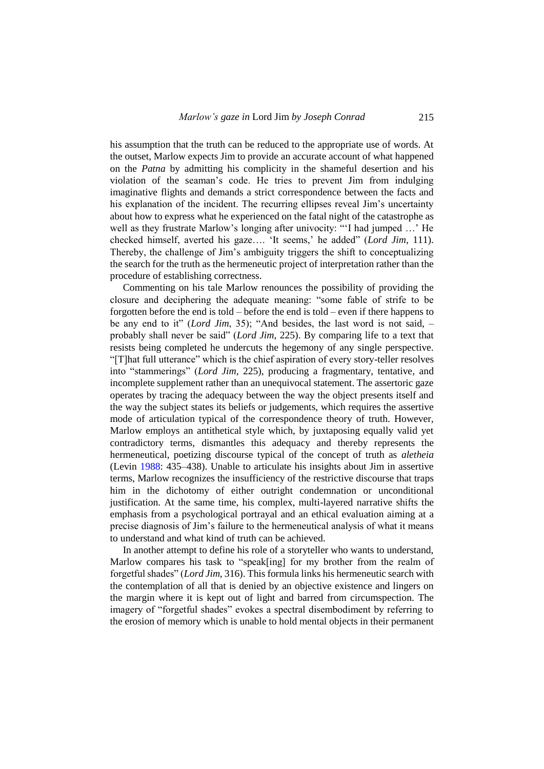his assumption that the truth can be reduced to the appropriate use of words. At the outset, Marlow expects Jim to provide an accurate account of what happened on the *Patna* by admitting his complicity in the shameful desertion and his violation of the seaman's code. He tries to prevent Jim from indulging imaginative flights and demands a strict correspondence between the facts and his explanation of the incident. The recurring ellipses reveal Jim's uncertainty about how to express what he experienced on the fatal night of the catastrophe as well as they frustrate Marlow's longing after univocity: "'I had jumped …' He checked himself, averted his gaze…. 'It seems,' he added" (*Lord Jim*, 111). Thereby, the challenge of Jim's ambiguity triggers the shift to conceptualizing the search for the truth as the hermeneutic project of interpretation rather than the procedure of establishing correctness.

Commenting on his tale Marlow renounces the possibility of providing the closure and deciphering the adequate meaning: "some fable of strife to be forgotten before the end is told – before the end is told – even if there happens to be any end to it" (*Lord Jim*, 35); "And besides, the last word is not said, – probably shall never be said" (*Lord Jim*, 225). By comparing life to a text that resists being completed he undercuts the hegemony of any single perspective. "[T]hat full utterance" which is the chief aspiration of every story-teller resolves into "stammerings" (*Lord Jim*, 225), producing a fragmentary, tentative, and incomplete supplement rather than an unequivocal statement. The assertoric gaze operates by tracing the adequacy between the way the object presents itself and the way the subject states its beliefs or judgements, which requires the assertive mode of articulation typical of the correspondence theory of truth. However, Marlow employs an antithetical style which, by juxtaposing equally valid yet contradictory terms, dismantles this adequacy and thereby represents the hermeneutical, poetizing discourse typical of the concept of truth as *aletheia* (Levin 1988: 435–438). Unable to articulate his insights about Jim in assertive terms, Marlow recognizes the insufficiency of the restrictive discourse that traps him in the dichotomy of either outright condemnation or unconditional justification. At the same time, his complex, multi-layered narrative shifts the emphasis from a psychological portrayal and an ethical evaluation aiming at a precise diagnosis of Jim's failure to the hermeneutical analysis of what it means to understand and what kind of truth can be achieved.

In another attempt to define his role of a storyteller who wants to understand, Marlow compares his task to "speak[ing] for my brother from the realm of forgetful shades" (*Lord Jim*, 316). This formula links his hermeneutic search with the contemplation of all that is denied by an objective existence and lingers on the margin where it is kept out of light and barred from circumspection. The imagery of "forgetful shades" evokes a spectral disembodiment by referring to the erosion of memory which is unable to hold mental objects in their permanent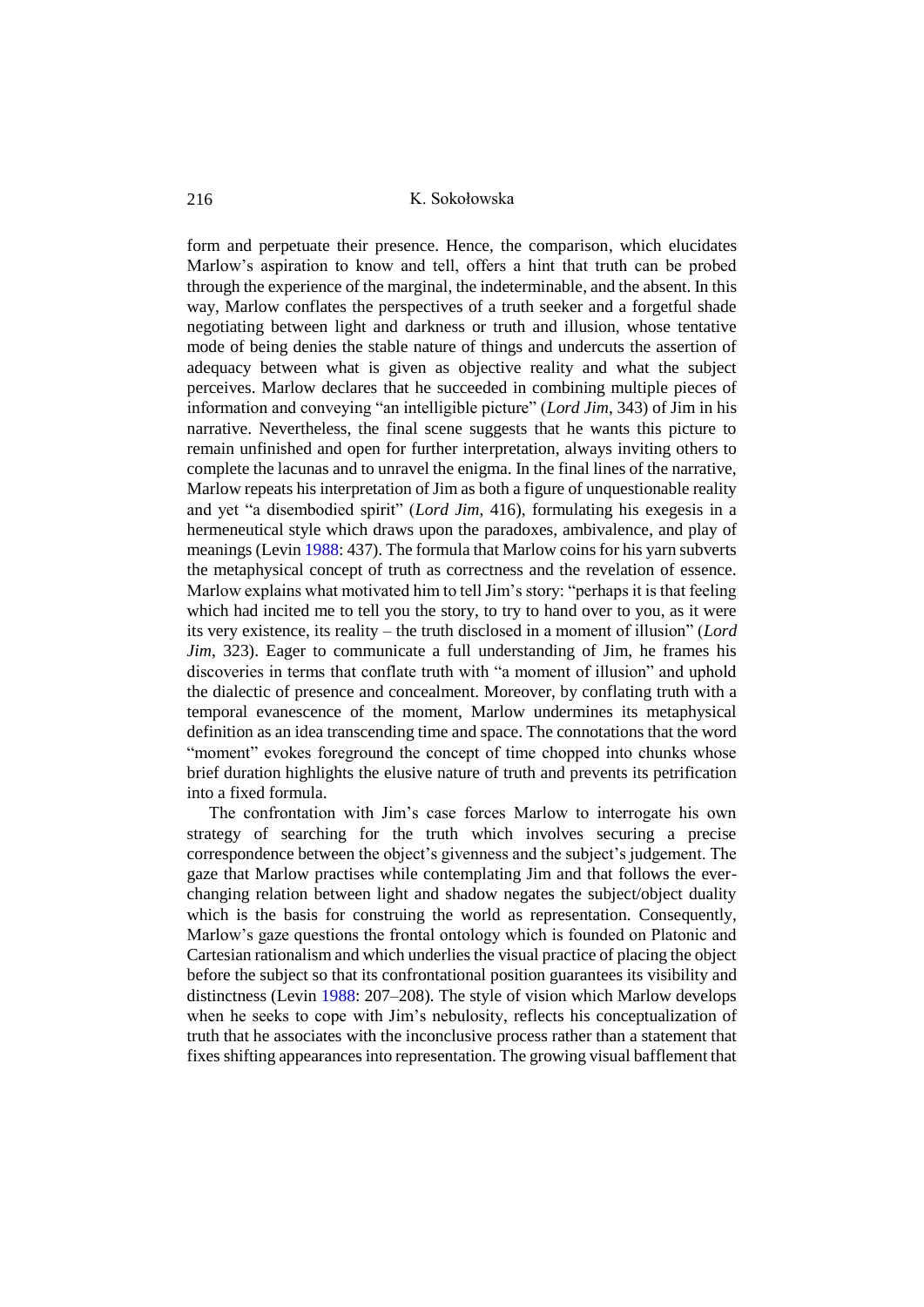form and perpetuate their presence. Hence, the comparison, which elucidates Marlow's aspiration to know and tell, offers a hint that truth can be probed through the experience of the marginal, the indeterminable, and the absent. In this way, Marlow conflates the perspectives of a truth seeker and a forgetful shade negotiating between light and darkness or truth and illusion, whose tentative mode of being denies the stable nature of things and undercuts the assertion of adequacy between what is given as objective reality and what the subject perceives. Marlow declares that he succeeded in combining multiple pieces of information and conveying "an intelligible picture" (*Lord Jim*, 343) of Jim in his narrative. Nevertheless, the final scene suggests that he wants this picture to remain unfinished and open for further interpretation, always inviting others to complete the lacunas and to unravel the enigma. In the final lines of the narrative, Marlow repeats his interpretation of Jim as both a figure of unquestionable reality and yet "a disembodied spirit" (*Lord Jim*, 416), formulating his exegesis in a hermeneutical style which draws upon the paradoxes, ambivalence, and play of meanings (Levin 1988: 437). The formula that Marlow coins for his yarn subverts the metaphysical concept of truth as correctness and the revelation of essence. Marlow explains what motivated him to tell Jim's story: "perhaps it is that feeling which had incited me to tell you the story, to try to hand over to you, as it were its very existence, its reality – the truth disclosed in a moment of illusion" (*Lord Jim*, 323). Eager to communicate a full understanding of Jim, he frames his discoveries in terms that conflate truth with "a moment of illusion" and uphold the dialectic of presence and concealment. Moreover, by conflating truth with a temporal evanescence of the moment, Marlow undermines its metaphysical definition as an idea transcending time and space. The connotations that the word "moment" evokes foreground the concept of time chopped into chunks whose brief duration highlights the elusive nature of truth and prevents its petrification into a fixed formula.

The confrontation with Jim's case forces Marlow to interrogate his own strategy of searching for the truth which involves securing a precise correspondence between the object's givenness and the subject's judgement. The gaze that Marlow practises while contemplating Jim and that follows the ever-changing relation between light and shadow negates the subject/object duality which is the basis for construing the world as representation. Consequently, Marlow's gaze questions the frontal ontology which is founded on Platonic and Cartesian rationalism and which underlies the visual practice of placing the object before the subject so that its confrontational position guarantees its visibility and distinctness (Levin 1988: 207–208). The style of vision which Marlow develops when he seeks to cope with Jim's nebulosity, reflects his conceptualization of truth that he associates with the inconclusive process rather than a statement that fixes shifting appearances into representation. The growing visual bafflement that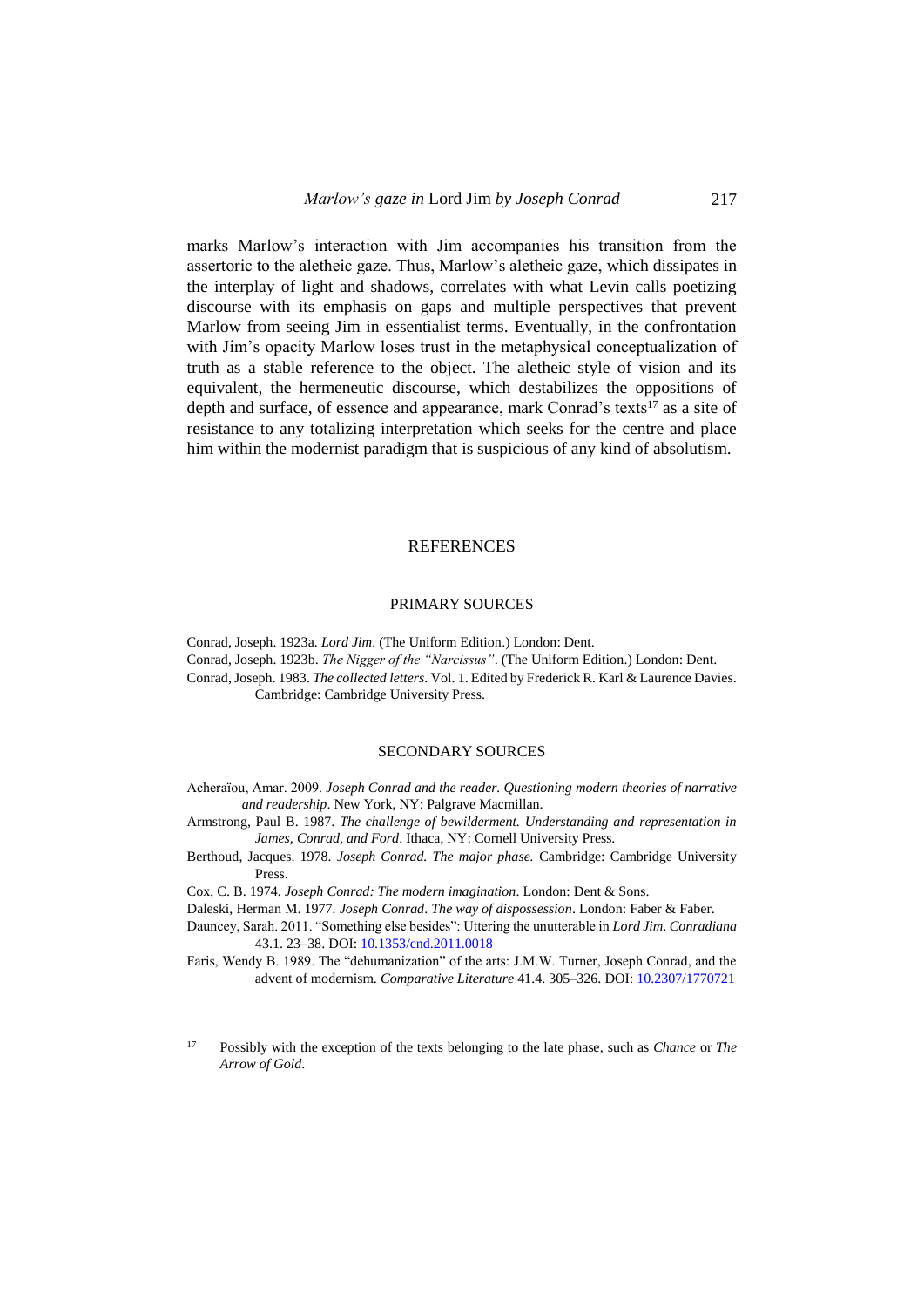marks Marlow's interaction with Jim accompanies his transition from the assertoric to the aletheic gaze. Thus, Marlow's aletheic gaze, which dissipates in the interplay of light and shadows, correlates with what Levin calls poetizing discourse with its emphasis on gaps and multiple perspectives that prevent Marlow from seeing Jim in essentialist terms. Eventually, in the confrontation with Jim's opacity Marlow loses trust in the metaphysical conceptualization of truth as a stable reference to the object. The aletheic style of vision and its equivalent, the hermeneutic discourse, which destabilizes the oppositions of depth and surface, of essence and appearance, mark Conrad's texts[17] as a site of resistance to any totalizing interpretation which seeks for the centre and place him within the modernist paradigm that is suspicious of any kind of absolutism.

## REFERENCES

### PRIMARY SOURCES

Conrad, Joseph. 1923a. *Lord Jim*. (The Uniform Edition.) London: Dent.

Conrad, Joseph. 1923b. *The Nigger of the "Narcissus"*. (The Uniform Edition.) London: Dent.

Conrad, Joseph. 1983. *The collected letters*. Vol. 1. Edited by Frederick R. Karl & Laurence Davies. Cambridge: Cambridge University Press.

### SECONDARY SOURCES

Acheraïou, Amar. 2009. *Joseph Conrad and the reader. Questioning modern theories of narrative and readership*. New York, NY: Palgrave Macmillan.

Armstrong, Paul B. 1987. *The challenge of bewilderment. Understanding and representation in James, Conrad, and Ford*. Ithaca, NY: Cornell University Press.

Berthoud, Jacques. 1978. *Joseph Conrad. The major phase.* Cambridge: Cambridge University Press.

Cox, C. B. 1974. *Joseph Conrad: The modern imagination*. London: Dent & Sons.

Daleski, Herman M. 1977. *Joseph Conrad*. *The way of dispossession*. London: Faber & Faber.

Dauncey, Sarah. 2011. "Something else besides": Uttering the unutterable in *Lord Jim*. *Conradiana* 43.1. 23–38. DOI: 10.1353/cnd.2011.0018

Faris, Wendy B. 1989. The "dehumanization" of the arts: J.M.W. Turner, Joseph Conrad, and the advent of modernism. *Comparative Literature* 41.4. 305–326. DOI: 10.2307/1770721

---

[17] Possibly with the exception of the texts belonging to the late phase, such as *Chance* or *The Arrow of Gold*.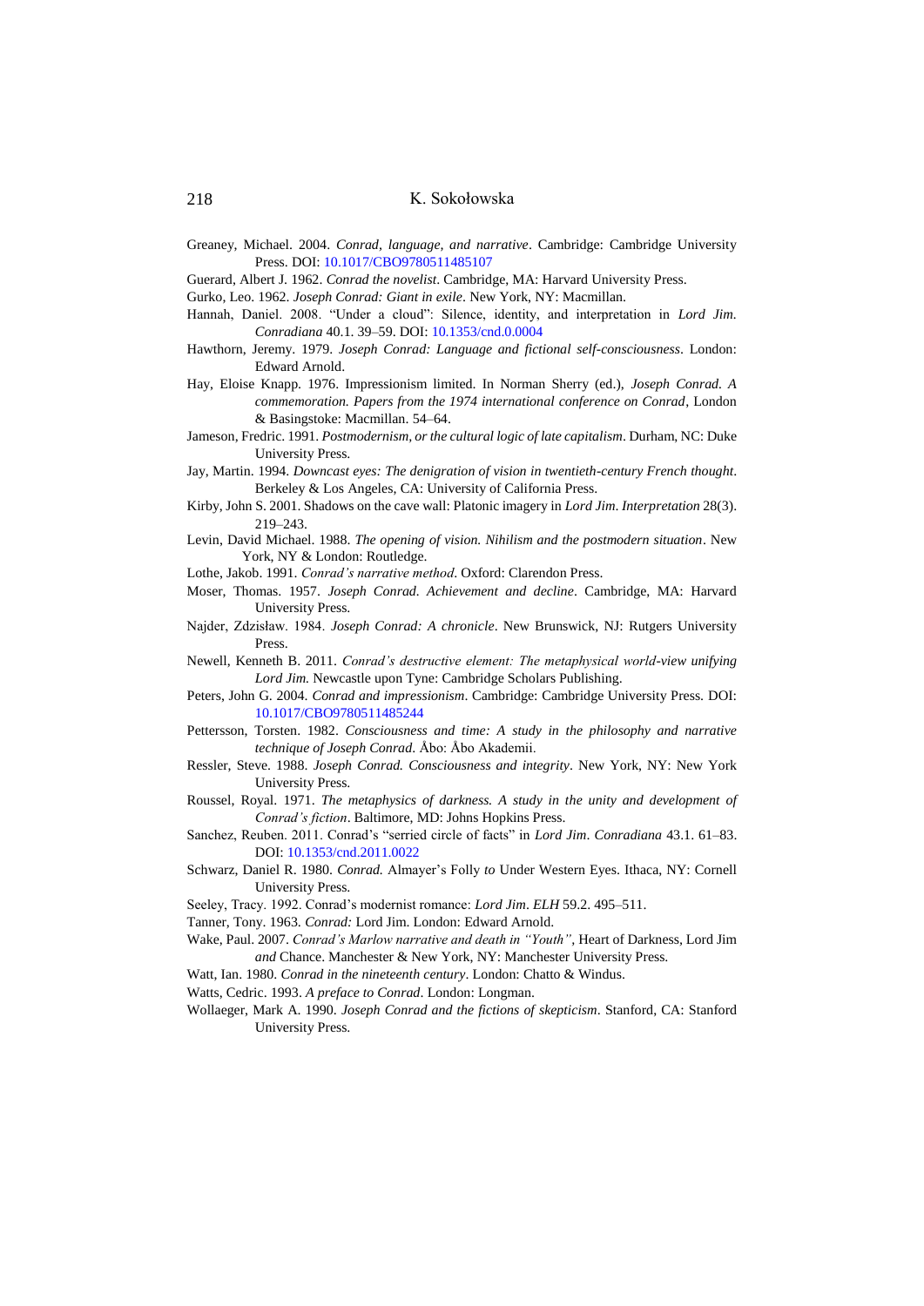Greaney, Michael. 2004. *Conrad, language, and narrative*. Cambridge: Cambridge University Press. DOI: 10.1017/CBO9780511485107

Guerard, Albert J. 1962. *Conrad the novelist*. Cambridge, MA: Harvard University Press.

Gurko, Leo. 1962. *Joseph Conrad: Giant in exile*. New York, NY: Macmillan.

Hannah, Daniel. 2008. "Under a cloud": Silence, identity, and interpretation in *Lord Jim*. *Conradiana* 40.1. 39–59. DOI: 10.1353/cnd.0.0004

Hawthorn, Jeremy. 1979. *Joseph Conrad: Language and fictional self-consciousness*. London: Edward Arnold.

Hay, Eloise Knapp. 1976. Impressionism limited. In Norman Sherry (ed.), *Joseph Conrad. A commemoration. Papers from the 1974 international conference on Conrad*, London & Basingstoke: Macmillan. 54–64.

Jameson, Fredric. 1991. *Postmodernism, or the cultural logic of late capitalism*. Durham, NC: Duke University Press.

Jay, Martin. 1994. *Downcast eyes: The denigration of vision in twentieth-century French thought*. Berkeley & Los Angeles, CA: University of California Press.

Kirby, John S. 2001. Shadows on the cave wall: Platonic imagery in *Lord Jim*. *Interpretation* 28(3). 219–243.

Levin, David Michael. 1988. *The opening of vision. Nihilism and the postmodern situation*. New York, NY & London: Routledge.

Lothe, Jakob. 1991. *Conrad's narrative method*. Oxford: Clarendon Press.

Moser, Thomas. 1957. *Joseph Conrad. Achievement and decline*. Cambridge, MA: Harvard University Press.

Najder, Zdzisław. 1984. *Joseph Conrad: A chronicle*. New Brunswick, NJ: Rutgers University Press.

Newell, Kenneth B. 2011. *Conrad's destructive element: The metaphysical world-view unifying Lord Jim.* Newcastle upon Tyne: Cambridge Scholars Publishing.

Peters, John G. 2004. *Conrad and impressionism*. Cambridge: Cambridge University Press. DOI: 10.1017/CBO9780511485244

Pettersson, Torsten. 1982. *Consciousness and time: A study in the philosophy and narrative technique of Joseph Conrad*. Åbo: Åbo Akademii.

Ressler, Steve. 1988. *Joseph Conrad. Consciousness and integrity*. New York, NY: New York University Press.

Roussel, Royal. 1971. *The metaphysics of darkness. A study in the unity and development of Conrad's fiction*. Baltimore, MD: Johns Hopkins Press.

Sanchez, Reuben. 2011. Conrad's "serried circle of facts" in *Lord Jim*. *Conradiana* 43.1. 61–83. DOI: 10.1353/cnd.2011.0022

Schwarz, Daniel R. 1980. *Conrad.* Almayer's Folly *to* Under Western Eyes. Ithaca, NY: Cornell University Press.

Seeley, Tracy. 1992. Conrad's modernist romance: *Lord Jim*. *ELH* 59.2. 495–511.

Tanner, Tony. 1963. *Conrad:* Lord Jim. London: Edward Arnold.

Wake, Paul. 2007. *Conrad's Marlow narrative and death in "Youth"*, Heart of Darkness, Lord Jim *and* Chance. Manchester & New York, NY: Manchester University Press.

Watt, Ian. 1980. *Conrad in the nineteenth century*. London: Chatto & Windus.

Watts, Cedric. 1993. *A preface to Conrad*. London: Longman.

Wollaeger, Mark A. 1990. *Joseph Conrad and the fictions of skepticism*. Stanford, CA: Stanford University Press.